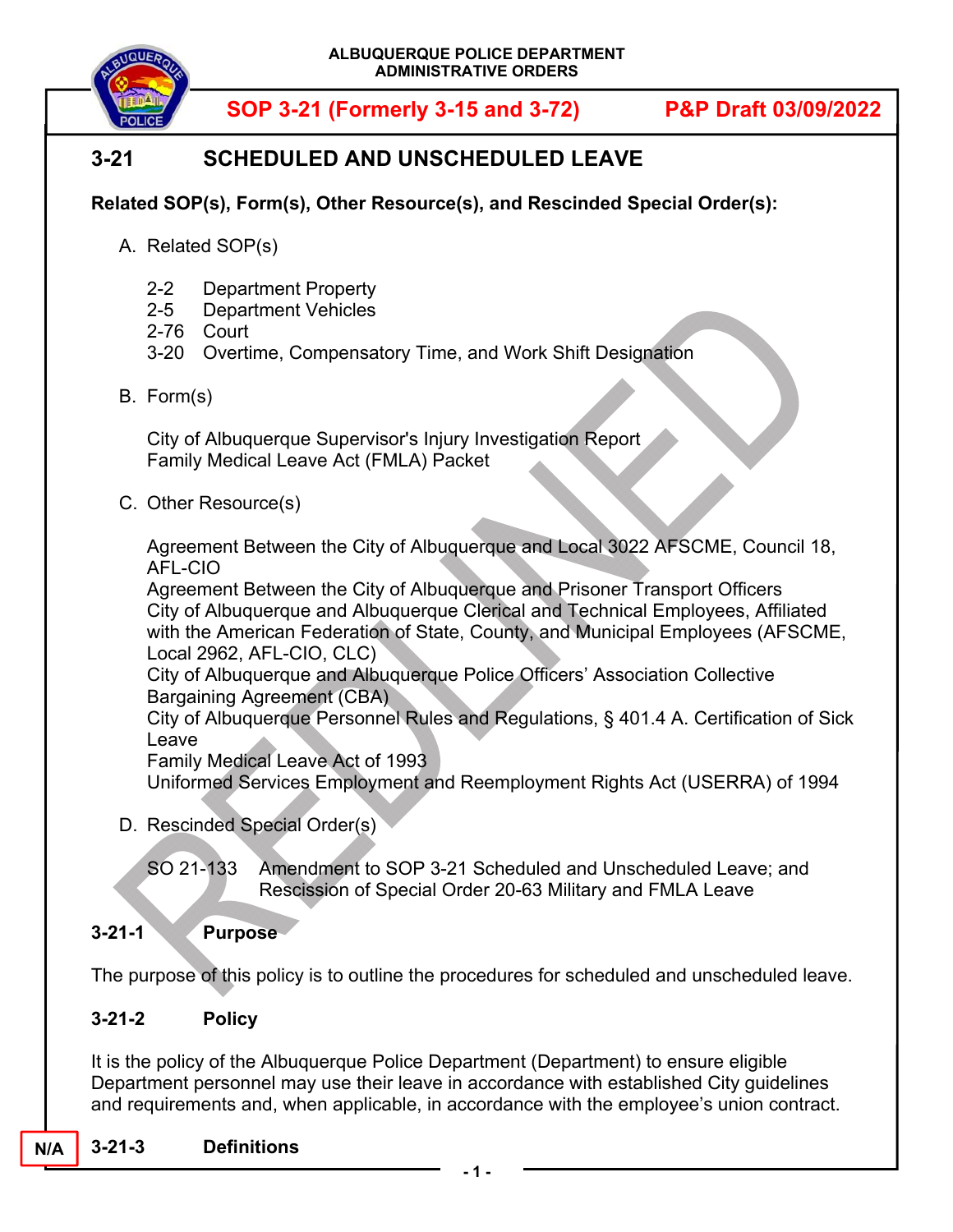ALBUQUERQUE POLICE DEPARTMENT
ADMINISTRATIVE ORDERS

**SOP 3-21 (Formerly 3-15 and 3-72) P&P Draft 03/09/2022**

# 3-21 SCHEDULED AND UNSCHEDULED LEAVE

**Related SOP(s), Form(s), Other Resource(s), and Rescinded Special Order(s):**

A. Related SOP(s)

2-2 Department Property
2-5 Department Vehicles
2-76 Court
3-20 Overtime, Compensatory Time, and Work Shift Designation

B. Form(s)

City of Albuquerque Supervisor's Injury Investigation Report
Family Medical Leave Act (FMLA) Packet

C. Other Resource(s)

Agreement Between the City of Albuquerque and Local 3022 AFSCME, Council 18, AFL-CIO
Agreement Between the City of Albuquerque and Prisoner Transport Officers
City of Albuquerque and Albuquerque Clerical and Technical Employees, Affiliated with the American Federation of State, County, and Municipal Employees (AFSCME, Local 2962, AFL-CIO, CLC)
City of Albuquerque and Albuquerque Police Officers' Association Collective Bargaining Agreement (CBA)
City of Albuquerque Personnel Rules and Regulations, § 401.4 A. Certification of Sick Leave
Family Medical Leave Act of 1993
Uniformed Services Employment and Reemployment Rights Act (USERRA) of 1994

D. Rescinded Special Order(s)

SO 21-133 Amendment to SOP 3-21 Scheduled and Unscheduled Leave; and Rescission of Special Order 20-63 Military and FMLA Leave

## 3-21-1 Purpose

The purpose of this policy is to outline the procedures for scheduled and unscheduled leave.

## 3-21-2 Policy

It is the policy of the Albuquerque Police Department (Department) to ensure eligible Department personnel may use their leave in accordance with established City guidelines and requirements and, when applicable, in accordance with the employee's union contract.

N/A

## 3-21-3 Definitions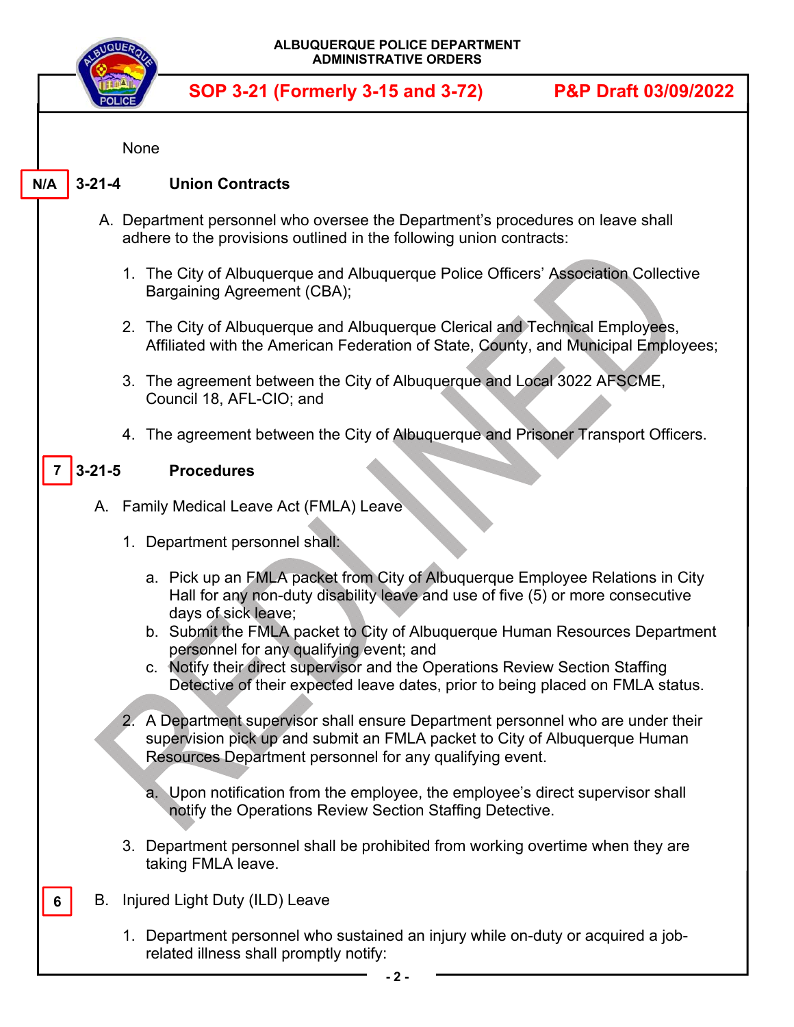None

N/A **3-21-4 Union Contracts**

A. Department personnel who oversee the Department's procedures on leave shall adhere to the provisions outlined in the following union contracts:

1. The City of Albuquerque and Albuquerque Police Officers' Association Collective Bargaining Agreement (CBA);

2. The City of Albuquerque and Albuquerque Clerical and Technical Employees, Affiliated with the American Federation of State, County, and Municipal Employees;

3. The agreement between the City of Albuquerque and Local 3022 AFSCME, Council 18, AFL-CIO; and

4. The agreement between the City of Albuquerque and Prisoner Transport Officers.

7 **3-21-5 Procedures**

A. Family Medical Leave Act (FMLA) Leave

1. Department personnel shall:

   a. Pick up an FMLA packet from City of Albuquerque Employee Relations in City Hall for any non-duty disability leave and use of five (5) or more consecutive days of sick leave;
   b. Submit the FMLA packet to City of Albuquerque Human Resources Department personnel for any qualifying event; and
   c. Notify their direct supervisor and the Operations Review Section Staffing Detective of their expected leave dates, prior to being placed on FMLA status.

2. A Department supervisor shall ensure Department personnel who are under their supervision pick up and submit an FMLA packet to City of Albuquerque Human Resources Department personnel for any qualifying event.

   a. Upon notification from the employee, the employee's direct supervisor shall notify the Operations Review Section Staffing Detective.

3. Department personnel shall be prohibited from working overtime when they are taking FMLA leave.

6 B. Injured Light Duty (ILD) Leave

1. Department personnel who sustained an injury while on-duty or acquired a job-related illness shall promptly notify: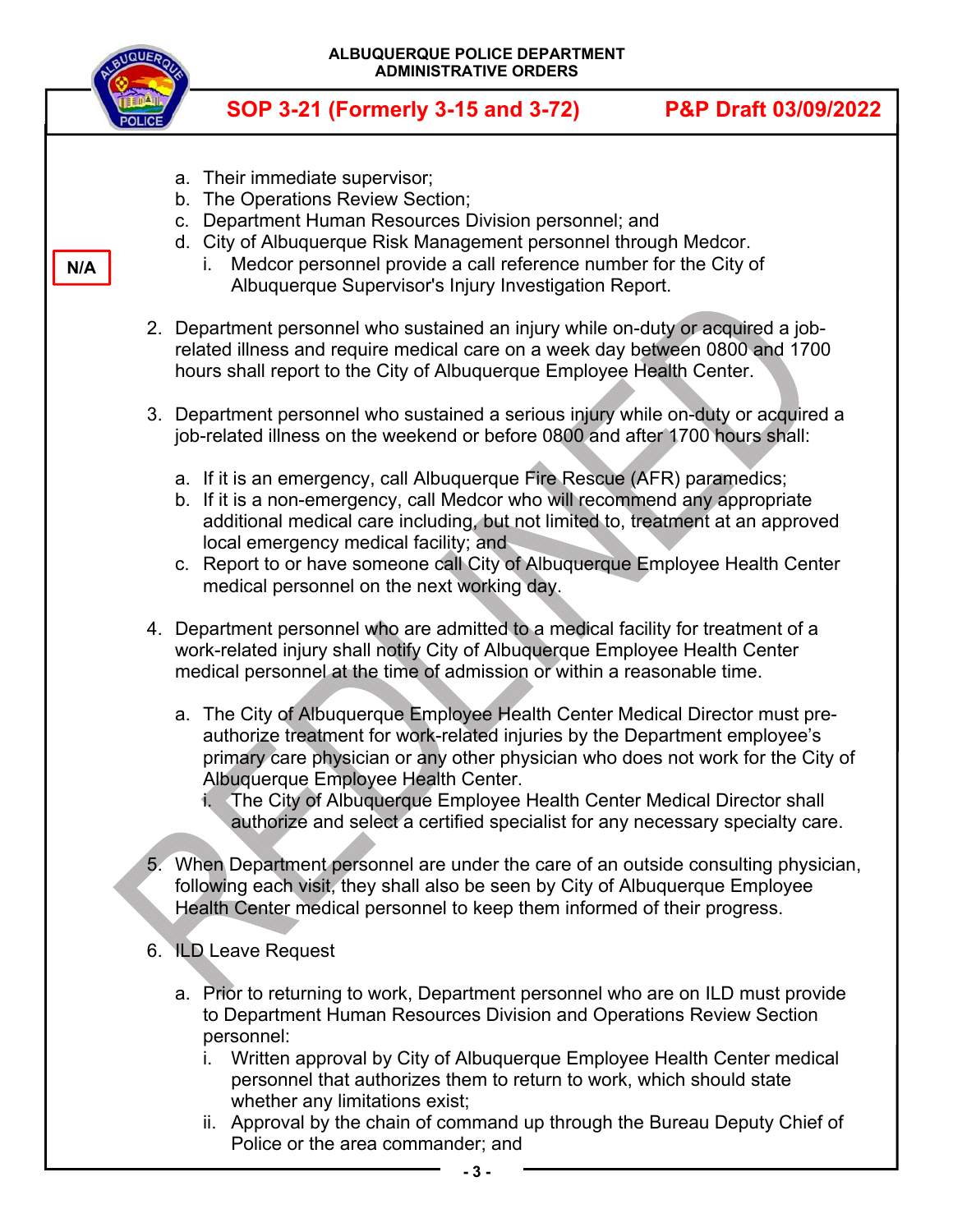a. Their immediate supervisor;
b. The Operations Review Section;
c. Department Human Resources Division personnel; and
d. City of Albuquerque Risk Management personnel through Medcor.
   i. Medcor personnel provide a call reference number for the City of Albuquerque Supervisor's Injury Investigation Report.

N/A

2. Department personnel who sustained an injury while on-duty or acquired a job-related illness and require medical care on a week day between 0800 and 1700 hours shall report to the City of Albuquerque Employee Health Center.

3. Department personnel who sustained a serious injury while on-duty or acquired a job-related illness on the weekend or before 0800 and after 1700 hours shall:

   a. If it is an emergency, call Albuquerque Fire Rescue (AFR) paramedics;
   b. If it is a non-emergency, call Medcor who will recommend any appropriate additional medical care including, but not limited to, treatment at an approved local emergency medical facility; and
   c. Report to or have someone call City of Albuquerque Employee Health Center medical personnel on the next working day.

4. Department personnel who are admitted to a medical facility for treatment of a work-related injury shall notify City of Albuquerque Employee Health Center medical personnel at the time of admission or within a reasonable time.

   a. The City of Albuquerque Employee Health Center Medical Director must pre-authorize treatment for work-related injuries by the Department employee's primary care physician or any other physician who does not work for the City of Albuquerque Employee Health Center.
      i. The City of Albuquerque Employee Health Center Medical Director shall authorize and select a certified specialist for any necessary specialty care.

5. When Department personnel are under the care of an outside consulting physician, following each visit, they shall also be seen by City of Albuquerque Employee Health Center medical personnel to keep them informed of their progress.

6. ILD Leave Request

   a. Prior to returning to work, Department personnel who are on ILD must provide to Department Human Resources Division and Operations Review Section personnel:
      i. Written approval by City of Albuquerque Employee Health Center medical personnel that authorizes them to return to work, which should state whether any limitations exist;
      ii. Approval by the chain of command up through the Bureau Deputy Chief of Police or the area commander; and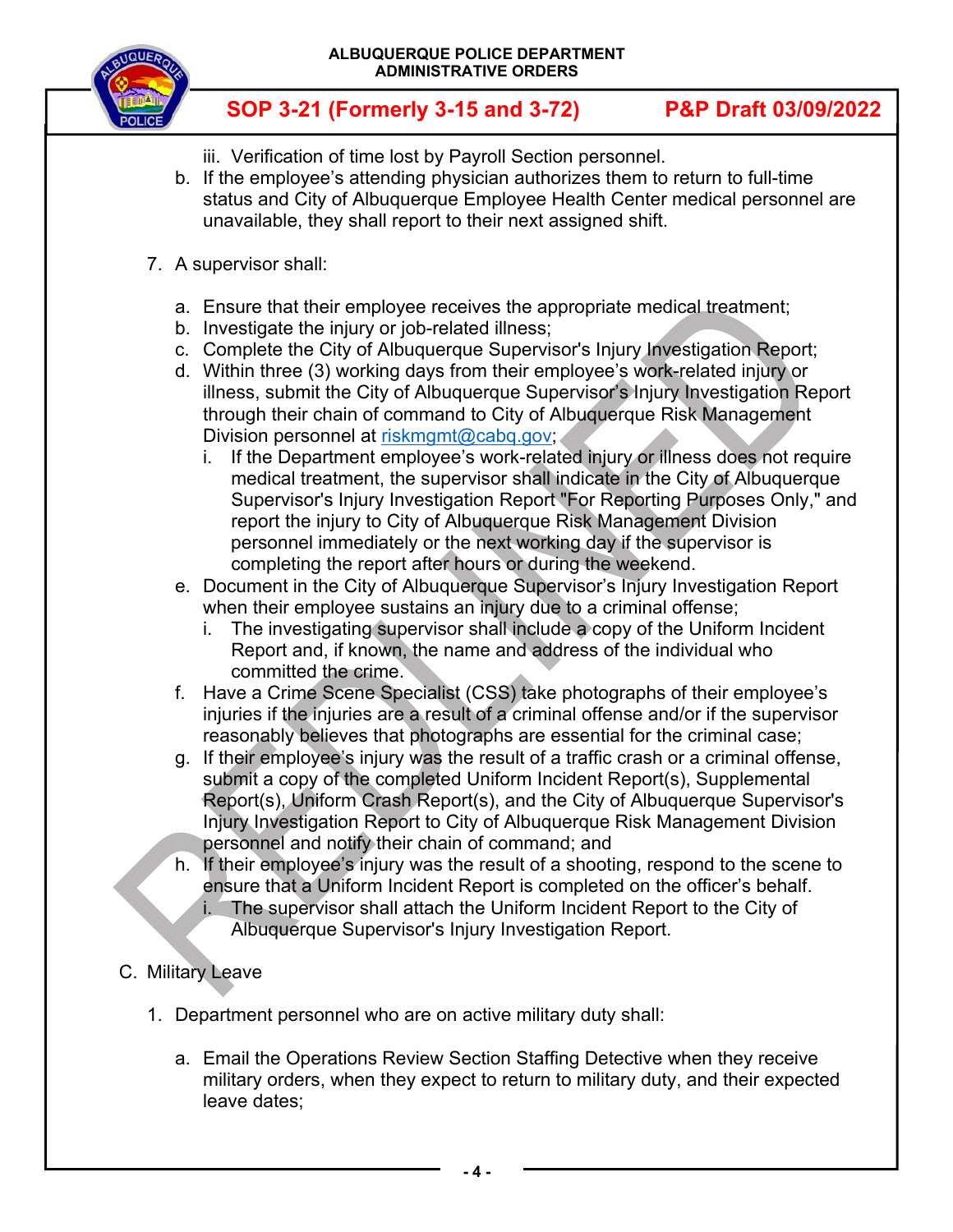iii. Verification of time lost by Payroll Section personnel.

b. If the employee's attending physician authorizes them to return to full-time status and City of Albuquerque Employee Health Center medical personnel are unavailable, they shall report to their next assigned shift.

7. A supervisor shall:

   a. Ensure that their employee receives the appropriate medical treatment;
   b. Investigate the injury or job-related illness;
   c. Complete the City of Albuquerque Supervisor's Injury Investigation Report;
   d. Within three (3) working days from their employee's work-related injury or illness, submit the City of Albuquerque Supervisor's Injury Investigation Report through their chain of command to City of Albuquerque Risk Management Division personnel at riskmgmt@cabq.gov;
      i. If the Department employee's work-related injury or illness does not require medical treatment, the supervisor shall indicate in the City of Albuquerque Supervisor's Injury Investigation Report "For Reporting Purposes Only," and report the injury to City of Albuquerque Risk Management Division personnel immediately or the next working day if the supervisor is completing the report after hours or during the weekend.
   e. Document in the City of Albuquerque Supervisor's Injury Investigation Report when their employee sustains an injury due to a criminal offense;
      i. The investigating supervisor shall include a copy of the Uniform Incident Report and, if known, the name and address of the individual who committed the crime.
   f. Have a Crime Scene Specialist (CSS) take photographs of their employee's injuries if the injuries are a result of a criminal offense and/or if the supervisor reasonably believes that photographs are essential for the criminal case;
   g. If their employee's injury was the result of a traffic crash or a criminal offense, submit a copy of the completed Uniform Incident Report(s), Supplemental Report(s), Uniform Crash Report(s), and the City of Albuquerque Supervisor's Injury Investigation Report to City of Albuquerque Risk Management Division personnel and notify their chain of command; and
   h. If their employee's injury was the result of a shooting, respond to the scene to ensure that a Uniform Incident Report is completed on the officer's behalf.
      i. The supervisor shall attach the Uniform Incident Report to the City of Albuquerque Supervisor's Injury Investigation Report.

C. Military Leave

1. Department personnel who are on active military duty shall:

   a. Email the Operations Review Section Staffing Detective when they receive military orders, when they expect to return to military duty, and their expected leave dates;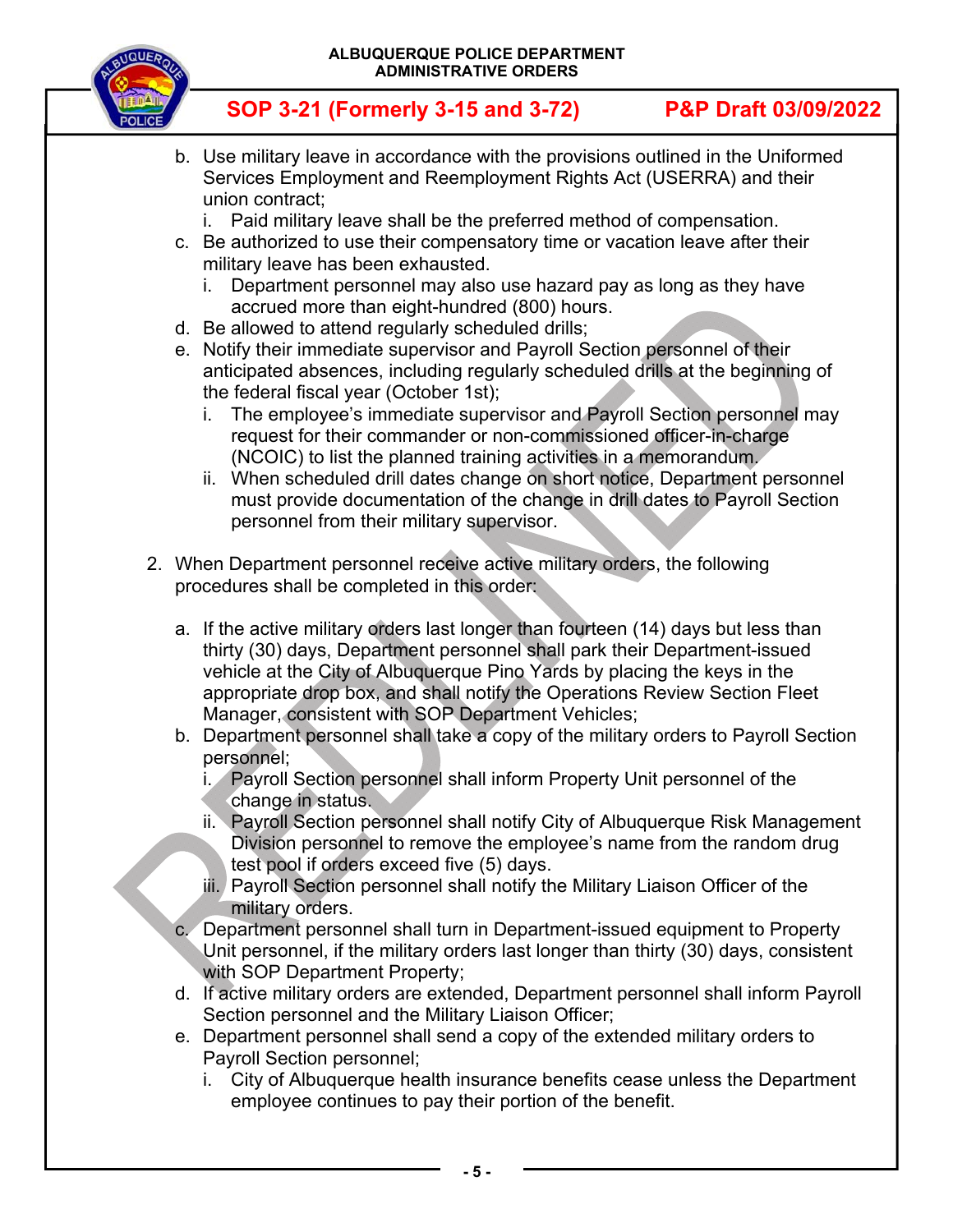b. Use military leave in accordance with the provisions outlined in the Uniformed Services Employment and Reemployment Rights Act (USERRA) and their union contract;
   i. Paid military leave shall be the preferred method of compensation.
c. Be authorized to use their compensatory time or vacation leave after their military leave has been exhausted.
   i. Department personnel may also use hazard pay as long as they have accrued more than eight-hundred (800) hours.
d. Be allowed to attend regularly scheduled drills;
e. Notify their immediate supervisor and Payroll Section personnel of their anticipated absences, including regularly scheduled drills at the beginning of the federal fiscal year (October 1st);
   i. The employee's immediate supervisor and Payroll Section personnel may request for their commander or non-commissioned officer-in-charge (NCOIC) to list the planned training activities in a memorandum.
   ii. When scheduled drill dates change on short notice, Department personnel must provide documentation of the change in drill dates to Payroll Section personnel from their military supervisor.

2. When Department personnel receive active military orders, the following procedures shall be completed in this order:

   a. If the active military orders last longer than fourteen (14) days but less than thirty (30) days, Department personnel shall park their Department-issued vehicle at the City of Albuquerque Pino Yards by placing the keys in the appropriate drop box, and shall notify the Operations Review Section Fleet Manager, consistent with SOP Department Vehicles;
   b. Department personnel shall take a copy of the military orders to Payroll Section personnel;
      i. Payroll Section personnel shall inform Property Unit personnel of the change in status.
      ii. Payroll Section personnel shall notify City of Albuquerque Risk Management Division personnel to remove the employee's name from the random drug test pool if orders exceed five (5) days.
      iii. Payroll Section personnel shall notify the Military Liaison Officer of the military orders.
   c. Department personnel shall turn in Department-issued equipment to Property Unit personnel, if the military orders last longer than thirty (30) days, consistent with SOP Department Property;
   d. If active military orders are extended, Department personnel shall inform Payroll Section personnel and the Military Liaison Officer;
   e. Department personnel shall send a copy of the extended military orders to Payroll Section personnel;
      i. City of Albuquerque health insurance benefits cease unless the Department employee continues to pay their portion of the benefit.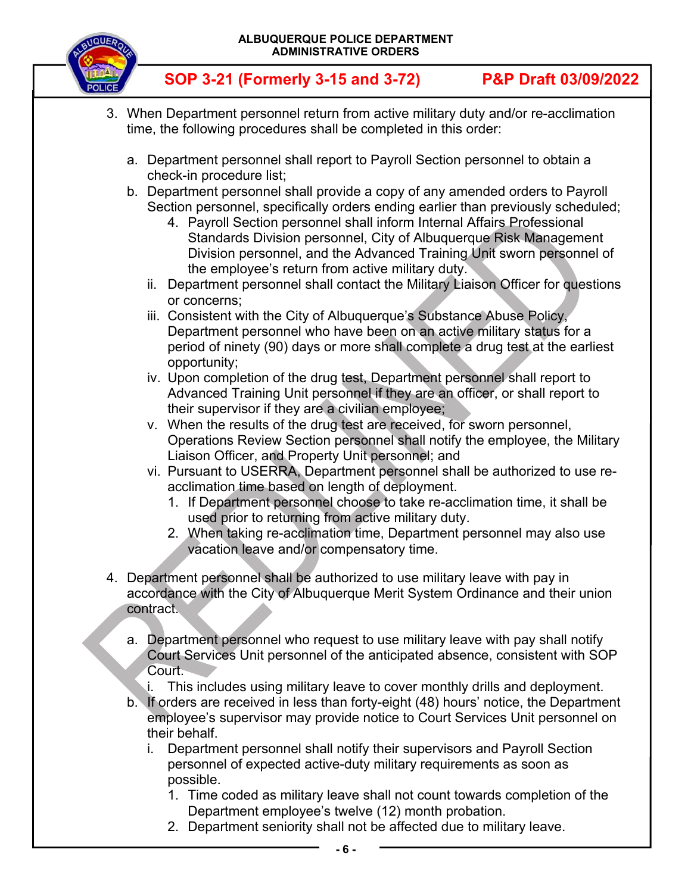3. When Department personnel return from active military duty and/or re-acclimation time, the following procedures shall be completed in this order:

   a. Department personnel shall report to Payroll Section personnel to obtain a check-in procedure list;
   b. Department personnel shall provide a copy of any amended orders to Payroll Section personnel, specifically orders ending earlier than previously scheduled;
      4. Payroll Section personnel shall inform Internal Affairs Professional Standards Division personnel, City of Albuquerque Risk Management Division personnel, and the Advanced Training Unit sworn personnel of the employee's return from active military duty.
      ii. Department personnel shall contact the Military Liaison Officer for questions or concerns;
      iii. Consistent with the City of Albuquerque's Substance Abuse Policy, Department personnel who have been on an active military status for a period of ninety (90) days or more shall complete a drug test at the earliest opportunity;
      iv. Upon completion of the drug test, Department personnel shall report to Advanced Training Unit personnel if they are an officer, or shall report to their supervisor if they are a civilian employee;
      v. When the results of the drug test are received, for sworn personnel, Operations Review Section personnel shall notify the employee, the Military Liaison Officer, and Property Unit personnel; and
      vi. Pursuant to USERRA, Department personnel shall be authorized to use re-acclimation time based on length of deployment.
         1. If Department personnel choose to take re-acclimation time, it shall be used prior to returning from active military duty.
         2. When taking re-acclimation time, Department personnel may also use vacation leave and/or compensatory time.

4. Department personnel shall be authorized to use military leave with pay in accordance with the City of Albuquerque Merit System Ordinance and their union contract.

   a. Department personnel who request to use military leave with pay shall notify Court Services Unit personnel of the anticipated absence, consistent with SOP Court.
      i. This includes using military leave to cover monthly drills and deployment.
   b. If orders are received in less than forty-eight (48) hours' notice, the Department employee's supervisor may provide notice to Court Services Unit personnel on their behalf.
      i. Department personnel shall notify their supervisors and Payroll Section personnel of expected active-duty military requirements as soon as possible.
         1. Time coded as military leave shall not count towards completion of the Department employee's twelve (12) month probation.
         2. Department seniority shall not be affected due to military leave.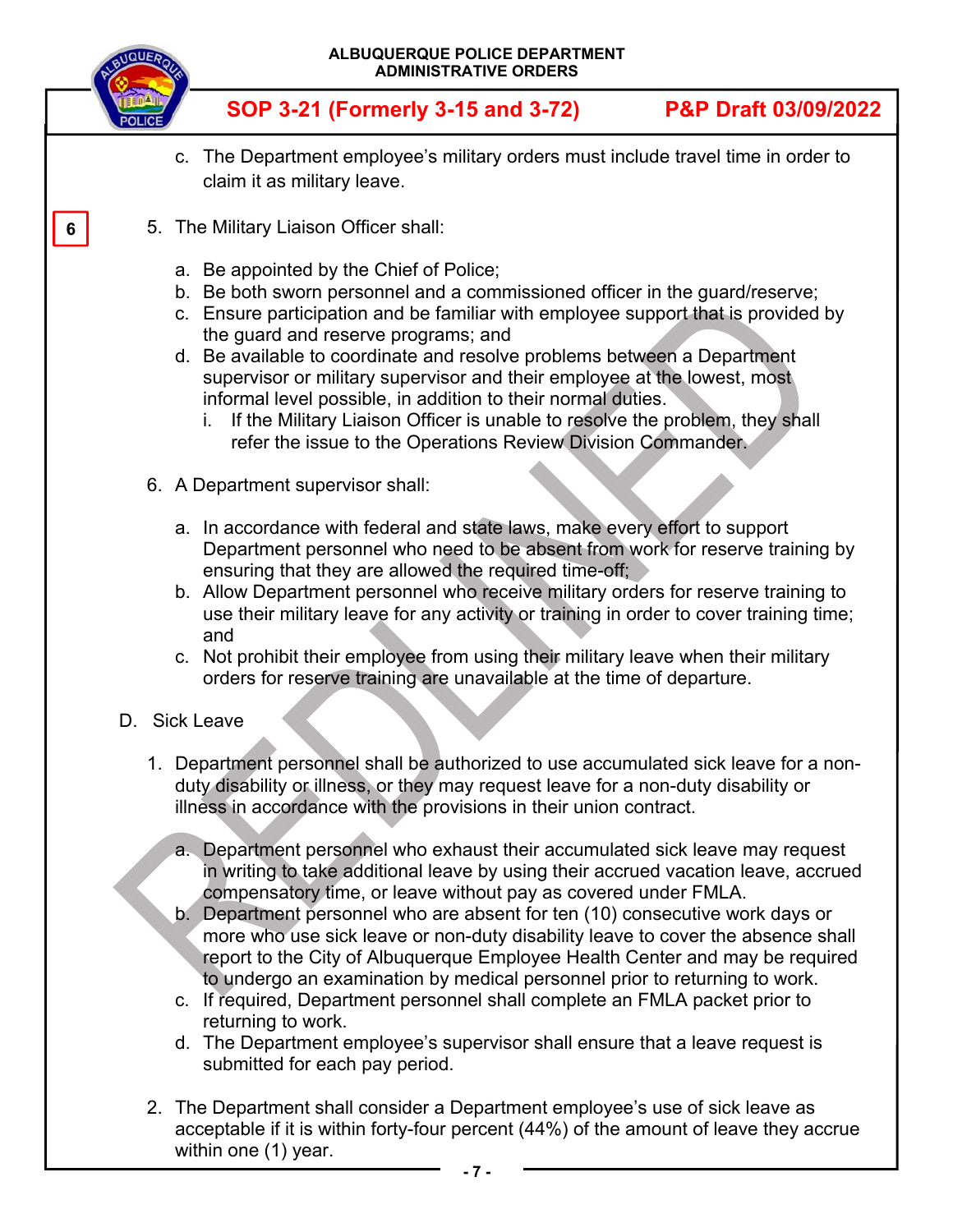c. The Department employee's military orders must include travel time in order to claim it as military leave.

6

5. The Military Liaison Officer shall:

   a. Be appointed by the Chief of Police;
   b. Be both sworn personnel and a commissioned officer in the guard/reserve;
   c. Ensure participation and be familiar with employee support that is provided by the guard and reserve programs; and
   d. Be available to coordinate and resolve problems between a Department supervisor or military supervisor and their employee at the lowest, most informal level possible, in addition to their normal duties.
      i. If the Military Liaison Officer is unable to resolve the problem, they shall refer the issue to the Operations Review Division Commander.

6. A Department supervisor shall:

   a. In accordance with federal and state laws, make every effort to support Department personnel who need to be absent from work for reserve training by ensuring that they are allowed the required time-off;
   b. Allow Department personnel who receive military orders for reserve training to use their military leave for any activity or training in order to cover training time; and
   c. Not prohibit their employee from using their military leave when their military orders for reserve training are unavailable at the time of departure.

D. Sick Leave

1. Department personnel shall be authorized to use accumulated sick leave for a non-duty disability or illness, or they may request leave for a non-duty disability or illness in accordance with the provisions in their union contract.

   a. Department personnel who exhaust their accumulated sick leave may request in writing to take additional leave by using their accrued vacation leave, accrued compensatory time, or leave without pay as covered under FMLA.
   b. Department personnel who are absent for ten (10) consecutive work days or more who use sick leave or non-duty disability leave to cover the absence shall report to the City of Albuquerque Employee Health Center and may be required to undergo an examination by medical personnel prior to returning to work.
   c. If required, Department personnel shall complete an FMLA packet prior to returning to work.
   d. The Department employee's supervisor shall ensure that a leave request is submitted for each pay period.

2. The Department shall consider a Department employee's use of sick leave as acceptable if it is within forty-four percent (44%) of the amount of leave they accrue within one (1) year.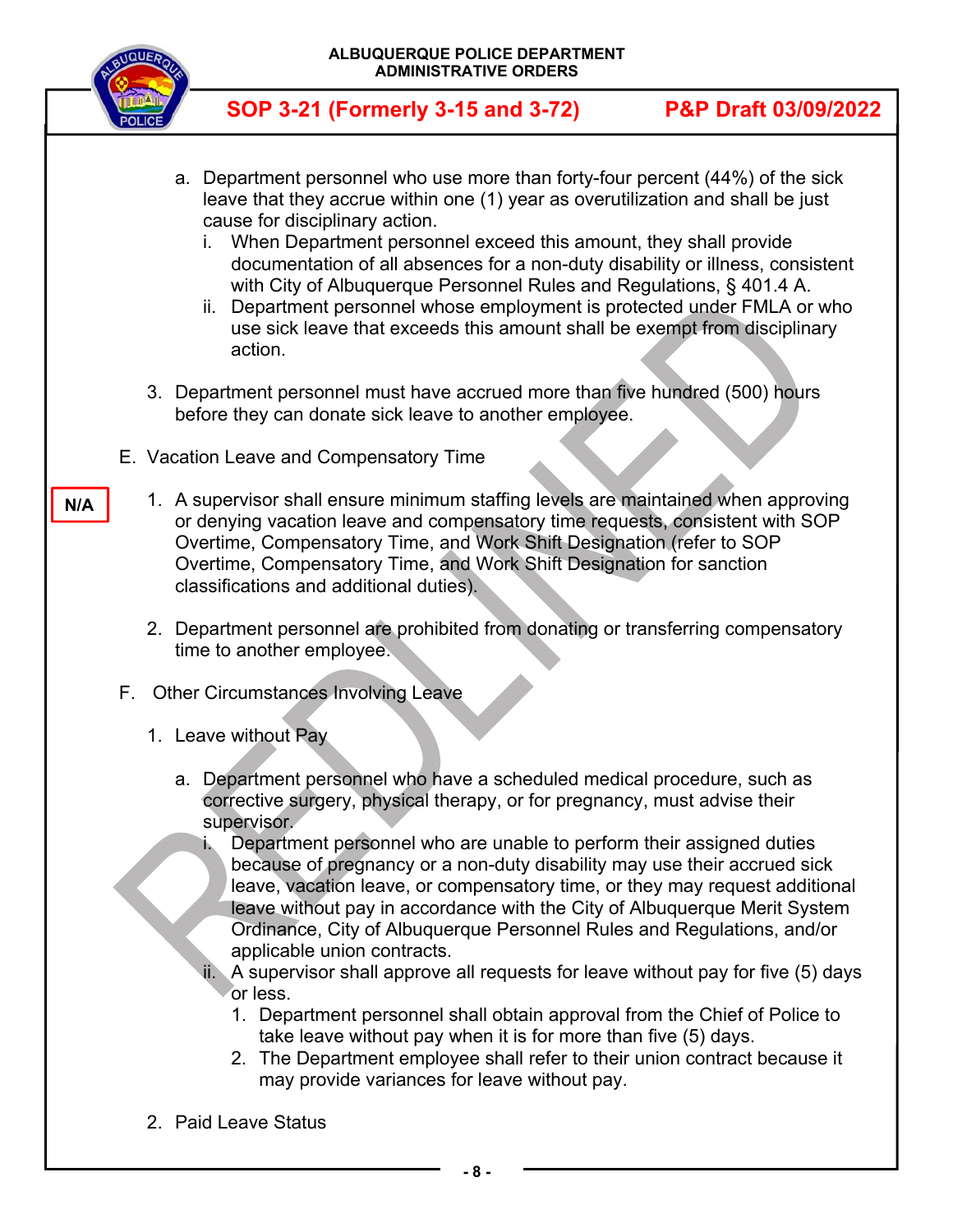a. Department personnel who use more than forty-four percent (44%) of the sick leave that they accrue within one (1) year as overutilization and shall be just cause for disciplinary action.
   i. When Department personnel exceed this amount, they shall provide documentation of all absences for a non-duty disability or illness, consistent with City of Albuquerque Personnel Rules and Regulations, § 401.4 A.
   ii. Department personnel whose employment is protected under FMLA or who use sick leave that exceeds this amount shall be exempt from disciplinary action.

3. Department personnel must have accrued more than five hundred (500) hours before they can donate sick leave to another employee.

E. Vacation Leave and Compensatory Time

N/A

1. A supervisor shall ensure minimum staffing levels are maintained when approving or denying vacation leave and compensatory time requests, consistent with SOP Overtime, Compensatory Time, and Work Shift Designation (refer to SOP Overtime, Compensatory Time, and Work Shift Designation for sanction classifications and additional duties).

2. Department personnel are prohibited from donating or transferring compensatory time to another employee.

F. Other Circumstances Involving Leave

1. Leave without Pay

   a. Department personnel who have a scheduled medical procedure, such as corrective surgery, physical therapy, or for pregnancy, must advise their supervisor.
      i. Department personnel who are unable to perform their assigned duties because of pregnancy or a non-duty disability may use their accrued sick leave, vacation leave, or compensatory time, or they may request additional leave without pay in accordance with the City of Albuquerque Merit System Ordinance, City of Albuquerque Personnel Rules and Regulations, and/or applicable union contracts.
      ii. A supervisor shall approve all requests for leave without pay for five (5) days or less.
         1. Department personnel shall obtain approval from the Chief of Police to take leave without pay when it is for more than five (5) days.
         2. The Department employee shall refer to their union contract because it may provide variances for leave without pay.

2. Paid Leave Status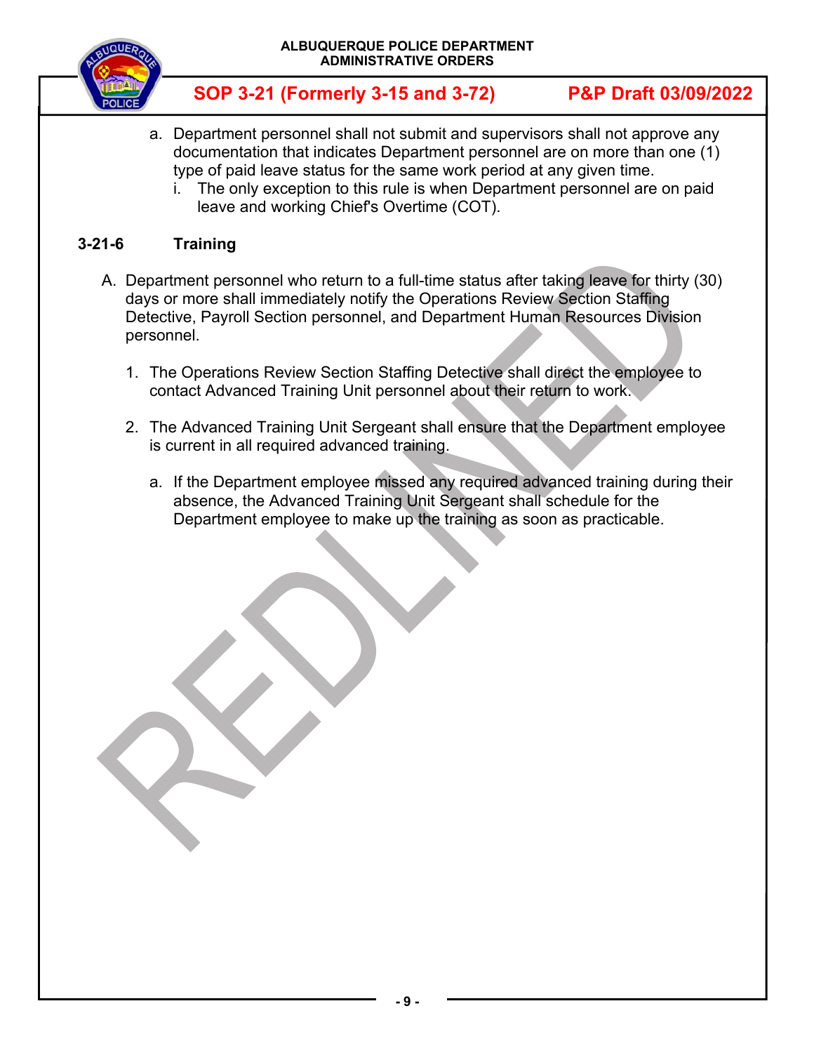a. Department personnel shall not submit and supervisors shall not approve any documentation that indicates Department personnel are on more than one (1) type of paid leave status for the same work period at any given time.
   i. The only exception to this rule is when Department personnel are on paid leave and working Chief's Overtime (COT).

## 3-21-6 Training

A. Department personnel who return to a full-time status after taking leave for thirty (30) days or more shall immediately notify the Operations Review Section Staffing Detective, Payroll Section personnel, and Department Human Resources Division personnel.

   1. The Operations Review Section Staffing Detective shall direct the employee to contact Advanced Training Unit personnel about their return to work.

   2. The Advanced Training Unit Sergeant shall ensure that the Department employee is current in all required advanced training.

      a. If the Department employee missed any required advanced training during their absence, the Advanced Training Unit Sergeant shall schedule for the Department employee to make up the training as soon as practicable.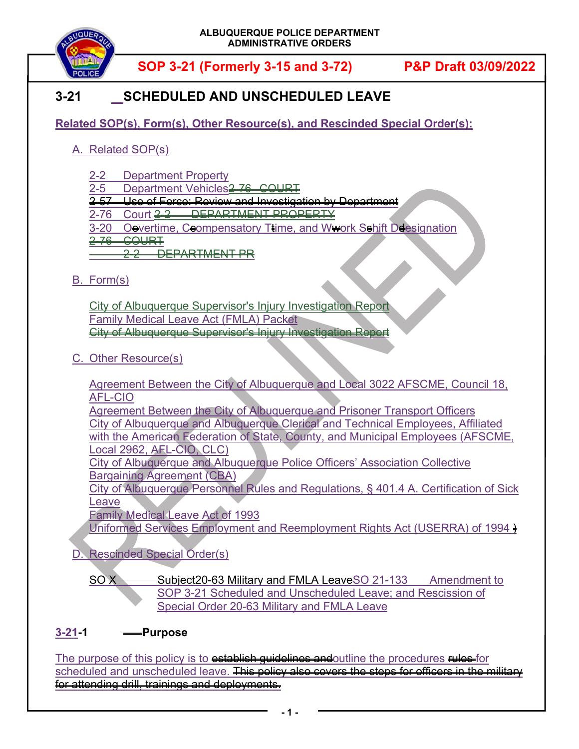ALBUQUERQUE POLICE DEPARTMENT
ADMINISTRATIVE ORDERS

**SOP 3-21 (Formerly 3-15 and 3-72)** **P&P Draft 03/09/2022**

# 3-21 SCHEDULED AND UNSCHEDULED LEAVE

**Related SOP(s), Form(s), Other Resource(s), and Rescinded Special Order(s):**

A. Related SOP(s)

2-2 Department Property
2-5 Department Vehicles~~2-76 COURT~~
~~2-57 Use of Force: Review and Investigation by Department~~
2-76 Court ~~2-2 DEPARTMENT PROPERTY~~
3-20 Oovertime, Ccompensatory Ttime, and Wwork Sshift Ddesignation
~~2-76 COURT~~
~~2-2 DEPARTMENT PR~~

B. Form(s)

City of Albuquerque Supervisor's Injury Investigation Report
Family Medical Leave Act (FMLA) Packet
~~City of Albuquerque Supervisor's Injury Investigation Report~~

C. Other Resource(s)

Agreement Between the City of Albuquerque and Local 3022 AFSCME, Council 18, AFL-CIO
Agreement Between the City of Albuquerque and Prisoner Transport Officers
City of Albuquerque and Albuquerque Clerical and Technical Employees, Affiliated with the American Federation of State, County, and Municipal Employees (AFSCME, Local 2962, AFL-CIO, CLC)
City of Albuquerque and Albuquerque Police Officers' Association Collective Bargaining Agreement (CBA)
City of Albuquerque Personnel Rules and Regulations, § 401.4 A. Certification of Sick Leave
Family Medical Leave Act of 1993
Uniformed Services Employment and Reemployment Rights Act (USERRA) of 1994 ~~)~~

D. Rescinded Special Order(s)

~~SO X Subject20-63 Military and FMLA Leave~~SO 21-133 Amendment to SOP 3-21 Scheduled and Unscheduled Leave; and Rescission of Special Order 20-63 Military and FMLA Leave

## 3-21-1 Purpose

The purpose of this policy is to ~~establish guidelines and~~outline the procedures ~~rules~~ for scheduled and unscheduled leave. ~~This policy also covers the steps for officers in the military for attending drill, trainings and deployments.~~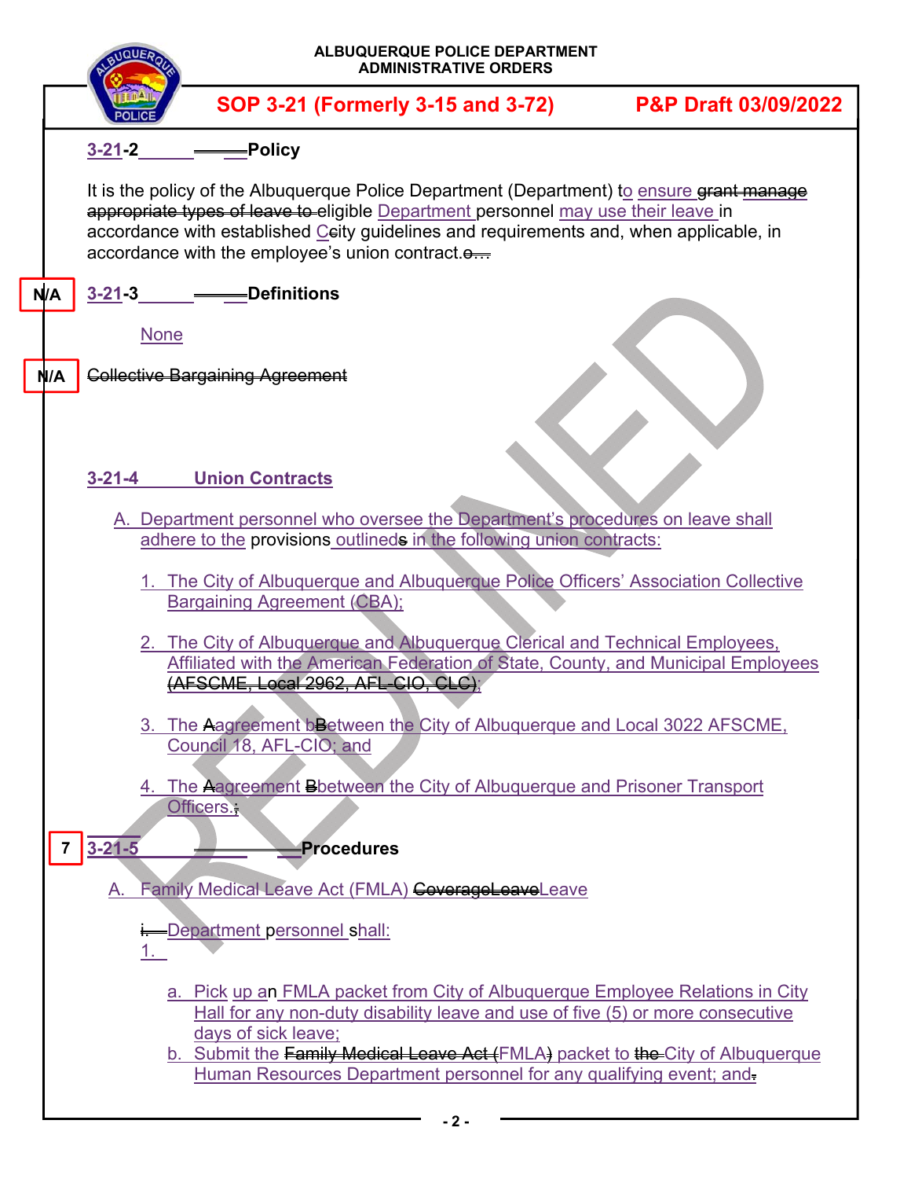ALBUQUERQUE POLICE DEPARTMENT
ADMINISTRATIVE ORDERS

**SOP 3-21 (Formerly 3-15 and 3-72)** **P&P Draft 03/09/2022**

## 3-21-2 Policy

It is the policy of the Albuquerque Police Department (Department) to ensure ~~grant manage appropriate types of leave to~~ eligible Department personnel may use their leave in accordance with established City guidelines and requirements and, when applicable, in accordance with the employee's union contract.

N/A

## 3-21-3 Definitions

None

N/A

~~Collective Bargaining Agreement~~

## 3-21-4 Union Contracts

A. Department personnel who oversee the Department's procedures on leave shall adhere to the provisions outlined~~s~~ in the following union contracts:

1. The City of Albuquerque and Albuquerque Police Officers' Association Collective Bargaining Agreement (CBA);
2. The City of Albuquerque and Albuquerque Clerical and Technical Employees, Affiliated with the American Federation of State, County, and Municipal Employees ~~(AFSCME, Local 2962, AFL-CIO, CLC)~~;
3. The ~~A~~agreement ~~B~~between the City of Albuquerque and Local 3022 AFSCME, Council 18, AFL-CIO; and
4. The ~~A~~agreement ~~B~~between the City of Albuquerque and Prisoner Transport Officers.

7

## 3-21-5 Procedures

A. Family Medical Leave Act (FMLA) ~~CoverageLeave~~Leave

~~i.~~ Department personnel shall:

1.

a. Pick up an FMLA packet from City of Albuquerque Employee Relations in City Hall for any non-duty disability leave and use of five (5) or more consecutive days of sick leave;

b. Submit the ~~Family Medical Leave Act (~~FMLA~~)~~ packet to ~~the~~ City of Albuquerque Human Resources Department personnel for any qualifying event; and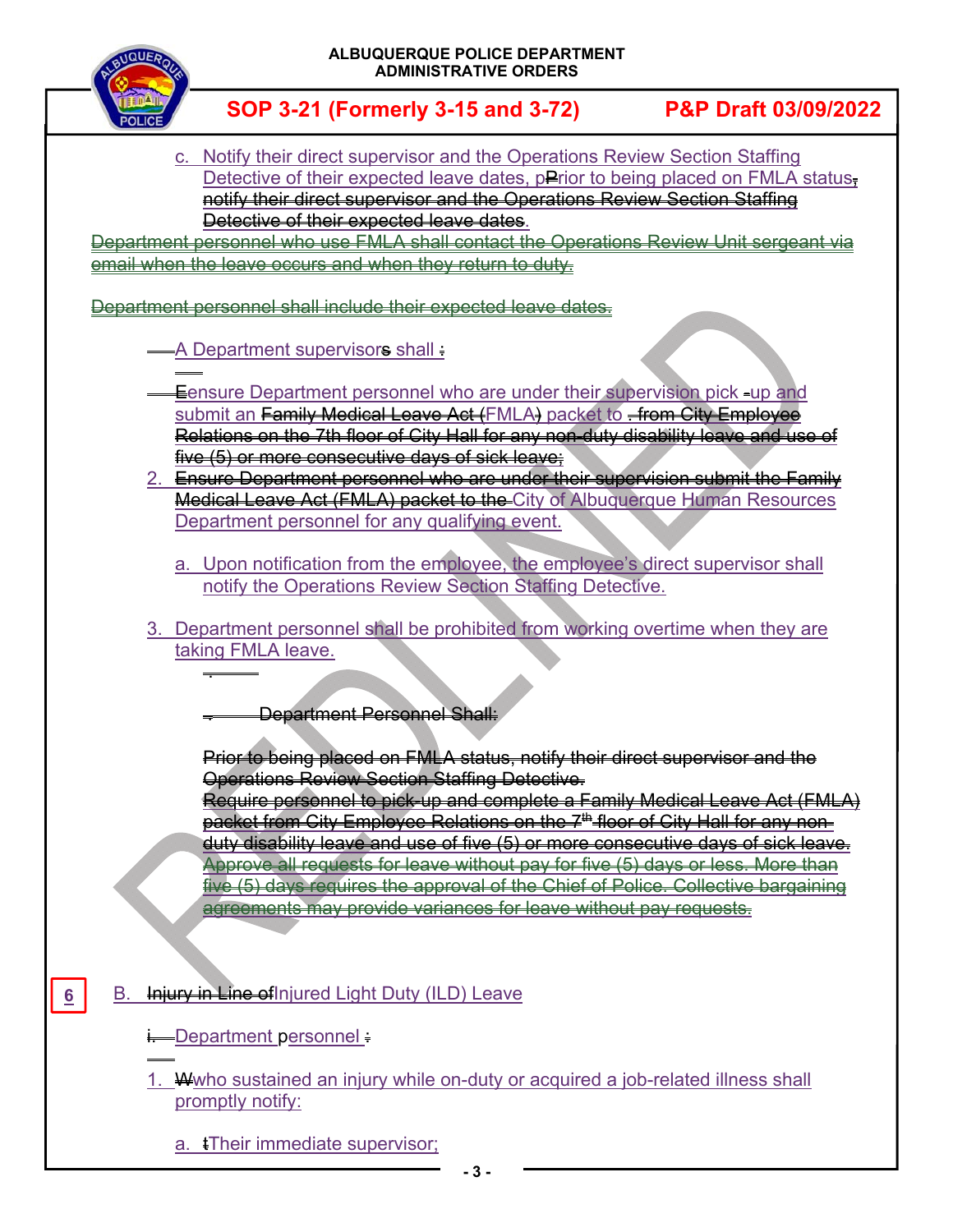c. Notify their direct supervisor and the Operations Review Section Staffing Detective of their expected leave dates, p~~P~~rior to being placed on FMLA status~~, notify their direct supervisor and the Operations Review Section Staffing Detective of their expected leave dates~~.

~~Department personnel who use FMLA shall contact the Operations Review Unit sergeant via email when the leave occurs and when they return to duty.~~

~~Department personnel shall include their expected leave dates.~~

A Department supervisor~~s~~ shall ~~:~~

~~E~~ensure Department personnel who are under their supervision pick ~~-~~up and submit an ~~Family Medical Leave Act (~~FMLA~~)~~ packet to ~~. from City Employee Relations on the 7th floor of City Hall for any non-duty disability leave and use of five (5) or more consecutive days of sick leave;~~

2. ~~Ensure Department personnel who are under their supervision submit the Family Medical Leave Act (FMLA) packet to the~~ City of Albuquerque Human Resources Department personnel for any qualifying event.

   a. Upon notification from the employee, the employee's direct supervisor shall notify the Operations Review Section Staffing Detective.

3. Department personnel shall be prohibited from working overtime when they are taking FMLA leave.

~~Department Personnel Shall:~~

~~Prior to being placed on FMLA status, notify their direct supervisor and the Operations Review Section Staffing Detective.~~
~~Require personnel to pick-up and complete a Family Medical Leave Act (FMLA) packet from City Employee Relations on the 7th floor of City Hall for any non-duty disability leave and use of five (5) or more consecutive days of sick leave.~~
~~Approve all requests for leave without pay for five (5) days or less. More than five (5) days requires the approval of the Chief of Police. Collective bargaining agreements may provide variances for leave without pay requests.~~

6

B. ~~Injury in Line of~~Injured Light Duty (ILD) Leave

~~i.~~ Department personnel ~~:~~

1. ~~W~~who sustained an injury while on-duty or acquired a job-related illness shall promptly notify:

   a. ~~t~~Their immediate supervisor;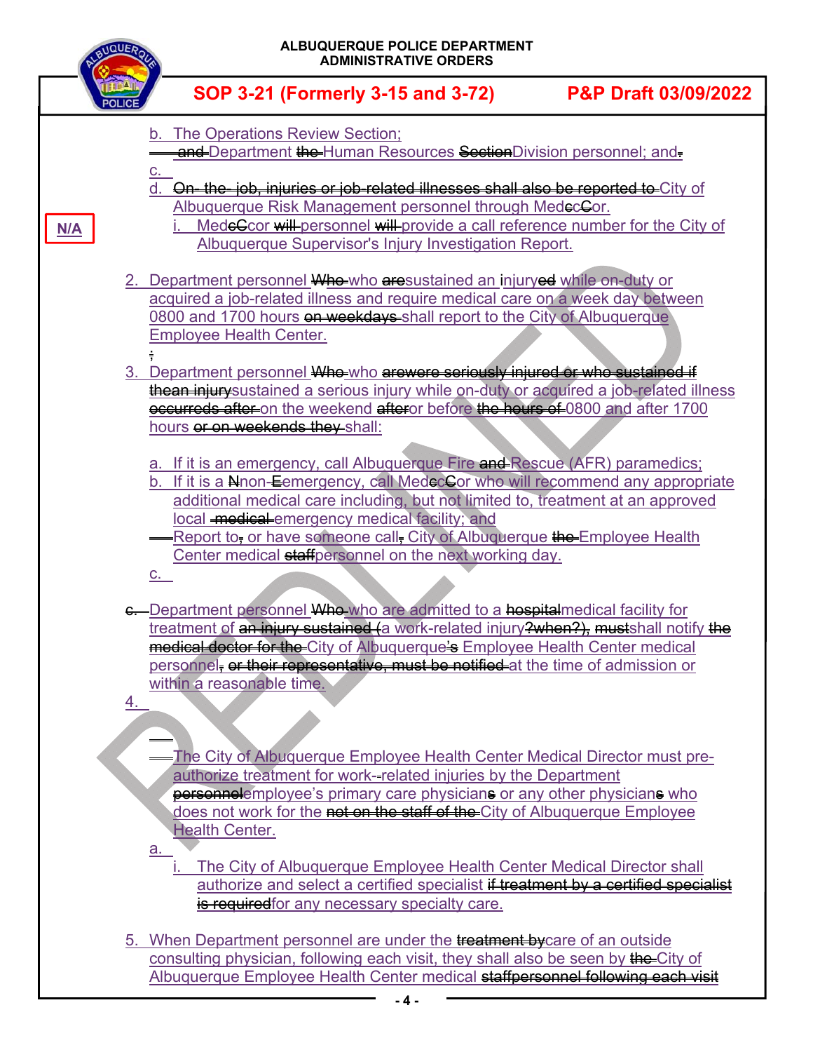b. The Operations Review Section;

~~and~~ Department ~~the~~ Human Resources ~~Section~~Division personnel; and~~.~~

c.

d. ~~On- the- job, injuries or job-related illnesses shall also be reported to~~ City of Albuquerque Risk Management personnel through Med~~e~~cCor.

N/A

i. Med~~eC~~cor ~~will~~ personnel ~~will~~ provide a call reference number for the City of Albuquerque Supervisor's Injury Investigation Report.

2. Department personnel ~~Who~~ who ~~are~~sustained an injury~~ed~~ while on-duty or acquired a job-related illness and require medical care on a week day between 0800 and 1700 hours ~~on weekdays~~ shall report to the City of Albuquerque Employee Health Center.

~~;~~

3. Department personnel ~~Who~~ who ~~arewere seriously injured or who sustained if thean injury~~sustained a serious injury while on-duty or acquired a job-related illness ~~occurreds after~~ on the weekend ~~after~~or before ~~the hours of~~ 0800 and after 1700 hours ~~or on weekends they~~ shall:

a. If it is an emergency, call Albuquerque Fire ~~and~~ Rescue (AFR) paramedics;

b. If it is a ~~N~~non-~~E~~emergency, call Med~~eC~~cor who will recommend any appropriate additional medical care including, but not limited to, treatment at an approved local ~~medical~~ emergency medical facility; and

Report to~~,~~ or have someone call~~,~~ City of Albuquerque ~~the~~ Employee Health Center medical ~~staff~~personnel on the next working day.

c.

~~c.~~ Department personnel ~~Who~~ who are admitted to a ~~hospital~~medical facility for treatment of ~~an injury sustained (~~a work-related injury~~?when?),~~ ~~must~~shall notify ~~the medical doctor for the~~ City of Albuquerque~~'s~~ Employee Health Center medical personnel~~, or their representative, must be notified~~ at the time of admission or within a reasonable time.

4.

The City of Albuquerque Employee Health Center Medical Director must pre-authorize treatment for work-~~-~~related injuries by the Department ~~personnel~~employee's primary care physician~~s~~ or any other physician~~s~~ who does not work for the ~~not on the staff of the~~ City of Albuquerque Employee Health Center.

a.

i. The City of Albuquerque Employee Health Center Medical Director shall authorize and select a certified specialist ~~if treatment by a certified specialist is required~~for any necessary specialty care.

5. When Department personnel are under the ~~treatment by~~care of an outside consulting physician, following each visit, they shall also be seen by ~~the~~ City of Albuquerque Employee Health Center medical ~~staffpersonnel following each visit~~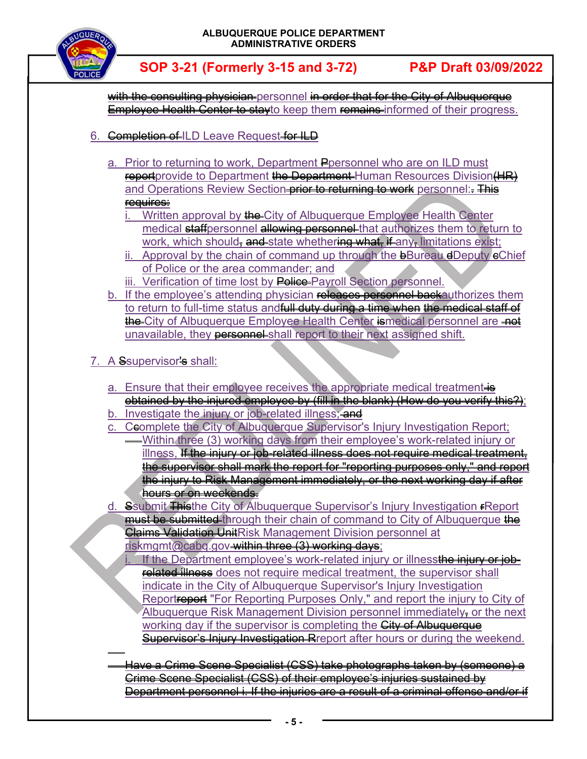~~with the consulting physician~~ personnel ~~in order that for the City of Albuquerque Employee Health Center to stay~~to keep them ~~remains~~ informed of their progress.

6. ~~Completion of~~ ILD Leave Request ~~for ILD~~

   a. Prior to returning to work, Department ~~P~~personnel who are on ILD must ~~report~~provide to Department ~~the Department~~ Human Resources Division ~~(HR)~~ and Operations Review Section ~~prior to returning to work~~ personnel:~~. This requires:~~

      i. Written approval by ~~the~~ City of Albuquerque Employee Health Center medical ~~staff~~personnel ~~allowing personnel~~ that authorizes them to return to work, which should~~,~~ ~~and~~ state whether~~ing what,~~ ~~if~~ any~~,~~ limitations exist;

      ii. Approval by the chain of command up through the ~~b~~Bureau ~~d~~Deputy ~~c~~Chief of Police or the area commander; and

      iii. Verification of time lost by ~~Police~~ Payroll Section personnel.

   b. If the employee's attending physician ~~releases personnel back~~authorizes them to return to full-time status and~~full duty during a time when~~ ~~the medical staff of the~~ City of Albuquerque Employee Health Center ~~is~~medical personnel are ~~not~~ unavailable, they ~~personnel~~ shall report to their next assigned shift.

7. A ~~S~~supervisor~~'s~~ shall:

   a. Ensure that their employee receives the appropriate medical treatment~~is obtained by the injured employee by (fill in the blank) (How do you verify this?)~~;

   b. Investigate the injury or job-related illness;~~and~~

   c. ~~C~~complete the City of Albuquerque Supervisor's Injury Investigation Report;
      - Within three (3) working days from their employee's work-related injury or illness. ~~If the injury or job-related illness does not require medical treatment, the supervisor shall mark the report for "reporting purposes only," and report the injury to Risk Management immediately, or the next working day if after hours or on weekends.~~

   d. ~~S~~submit ~~This~~the City of Albuquerque Supervisor's Injury Investigation ~~r~~Report ~~must be submitted~~ through their chain of command to City of Albuquerque ~~the Claims Validation Unit~~Risk Management Division personnel at riskmgmt@cabq.gov ~~within three (3) working days~~;

      i. If the Department employee's work-related injury or illness~~the injury or job-related illness~~ does not require medical treatment, the supervisor shall indicate in the City of Albuquerque Supervisor's Injury Investigation Report~~report~~ "For Reporting Purposes Only," and report the injury to City of Albuquerque Risk Management Division personnel immediately~~,~~ or the next working day if the supervisor is completing the ~~City of Albuquerque Supervisor's Injury Investigation R~~report after hours or during the weekend.

~~Have a Crime Scene Specialist (CSS) take photographs taken by (someone) a Crime Scene Specialist (CSS) of their employee's injuries sustained by Department personnel i. If the injuries are a result of a criminal offense and/or if~~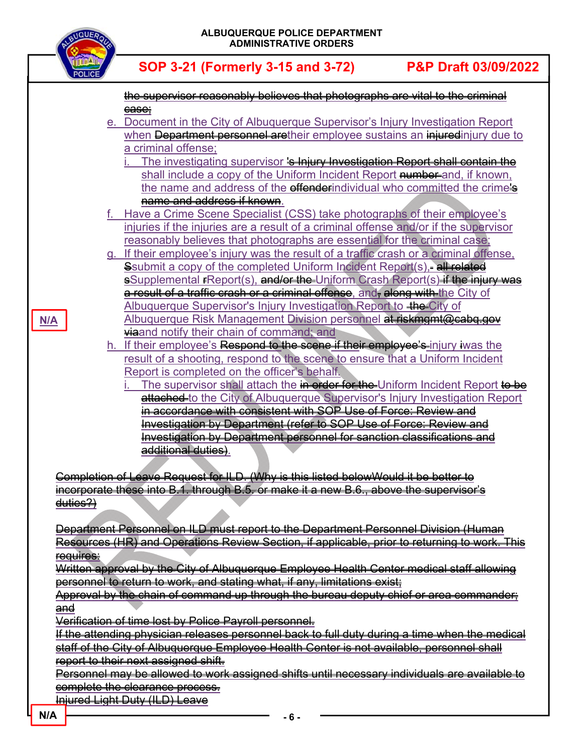~~the supervisor reasonably believes that photographs are vital to the criminal case;~~

e. Document in the City of Albuquerque Supervisor's Injury Investigation Report when ~~Department personnel are~~their employee sustains an ~~injured~~injury due to a criminal offense;

   i. The investigating supervisor ~~'s Injury Investigation Report shall contain the~~ shall include a copy of the Uniform Incident Report ~~number~~ and, if known, the name and address of the ~~offender~~individual who committed the crime~~'s name and address if known~~.

f. Have a Crime Scene Specialist (CSS) take photographs of their employee's injuries if the injuries are a result of a criminal offense and/or if the supervisor reasonably believes that photographs are essential for the criminal case;

g. If their employee's injury was the result of a traffic crash or a criminal offense, ~~S~~submit a copy of the completed Uniform Incident Report(s), ~~all related~~ ~~s~~Supplemental ~~r~~Report(s), ~~and/or the~~ Uniform Crash Report(s) ~~if the injury was a result of a traffic crash or a criminal offense~~, and~~,~~ ~~along with~~ the City of Albuquerque Supervisor's Injury Investigation Report to ~~the~~ City of Albuquerque Risk Management Division personnel ~~at riskmgmt@cabq.gov~~ ~~via~~and notify their chain of command; and

N/A

h. If their employee's ~~Respond to the scene if their employee's~~ injury ~~i~~was the result of a shooting, respond to the scene to ensure that a Uniform Incident Report is completed on the officer's behalf.

   i. The supervisor shall attach the ~~in order for the~~ Uniform Incident Report ~~to be attached~~ to the City of Albuquerque Supervisor's Injury Investigation Report ~~in accordance with consistent with SOP Use of Force: Review and Investigation by Department (refer to SOP Use of Force: Review and Investigation by Department personnel for sanction classifications and additional duties)~~.

~~Completion of Leave Request for ILD. (Why is this listed belowWould it be better to incorporate these into B.1. through B.5. or make it a new B.6., above the supervisor's duties?)~~

~~Department Personnel on ILD must report to the Department Personnel Division (Human Resources (HR) and Operations Review Section, if applicable, prior to returning to work. This requires:~~

~~Written approval by the City of Albuquerque Employee Health Center medical staff allowing personnel to return to work, and stating what, if any, limitations exist;~~

~~Approval by the chain of command up through the bureau deputy chief or area commander; and~~

~~Verification of time lost by Police Payroll personnel.~~

~~If the attending physician releases personnel back to full duty during a time when the medical staff of the City of Albuquerque Employee Health Center is not available, personnel shall report to their next assigned shift.~~

~~Personnel may be allowed to work assigned shifts until necessary individuals are available to complete the clearance process.~~

~~Injured Light Duty (ILD) Leave~~

N/A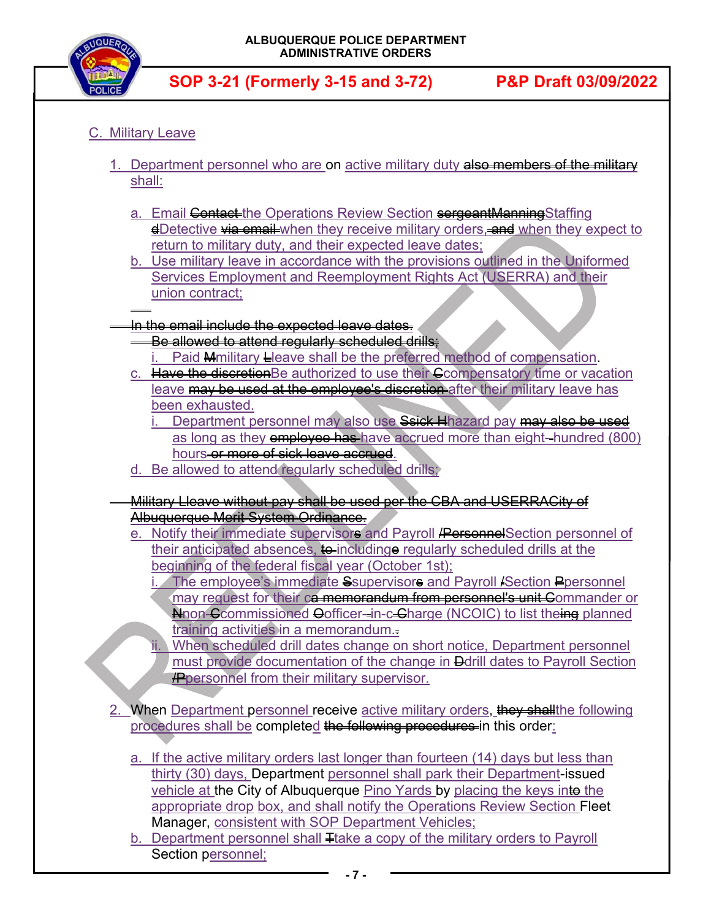C. Military Leave

1. Department personnel who are on active military duty ~~also members of the military~~ shall:

   a. Email ~~Contact~~ the Operations Review Section ~~sergeantManning~~Staffing ~~d~~Detective ~~via email~~ when they receive military orders, ~~and~~ when they expect to return to military duty, and their expected leave dates;

   b. Use military leave in accordance with the provisions outlined in the Uniformed Services Employment and Reemployment Rights Act (USERRA) and their union contract;

   ~~In the email include the expected leave dates.~~

   ~~Be allowed to attend regularly scheduled drills;~~

      i. Paid ~~M~~military ~~L~~leave shall be the preferred method of compensation.

   c. ~~Have the discretion~~Be authorized to use their ~~C~~compensatory time or vacation leave ~~may be used at the employee's discretion~~ after their military leave has been exhausted.

      i. Department personnel may also use ~~Ssick Hh~~azard pay ~~may also be used~~ as long as they ~~employee has~~ have accrued more than eight-~~-~~hundred (800) hours ~~or more of sick leave accrued~~.

   d. Be allowed to attend regularly scheduled drills;

   ~~Military Lleave without pay shall be used per the CBA and USERRACity of Albuquerque Merit System Ordinance.~~

   e. Notify their immediate supervisor~~s~~ and Payroll ~~/Personnel~~Section personnel of their anticipated absences, ~~to~~ including~~e~~ regularly scheduled drills at the beginning of the federal fiscal year (October 1st);

      i. The employee's immediate ~~S~~supervisor~~s~~ and Payroll ~~/~~Section ~~P~~personnel may request for their c~~a memorandum from personnel's unit C~~ommander or ~~N~~non-~~C~~commissioned ~~O~~officer-~~-~~in-c~~-C~~harge (NCOIC) to list the~~ing~~ planned training activities in a memorandum.~~.~~

      ii. When scheduled drill dates change on short notice, Department personnel must provide documentation of the change in ~~D~~drill dates to Payroll Section ~~/P~~personnel from their military supervisor.

2. When Department personnel receive active military orders, ~~they shall~~the following procedures shall be completed in this order~~the following procedures~~:

   a. If the active military orders last longer than fourteen (14) days but less than thirty (30) days, Department personnel shall park their Department-issued vehicle at the City of Albuquerque Pino Yards by placing the keys int~~o~~ the appropriate drop box, and shall notify the Operations Review Section Fleet Manager, consistent with SOP Department Vehicles;

   b. Department personnel shall ~~T~~take a copy of the military orders to Payroll Section personnel;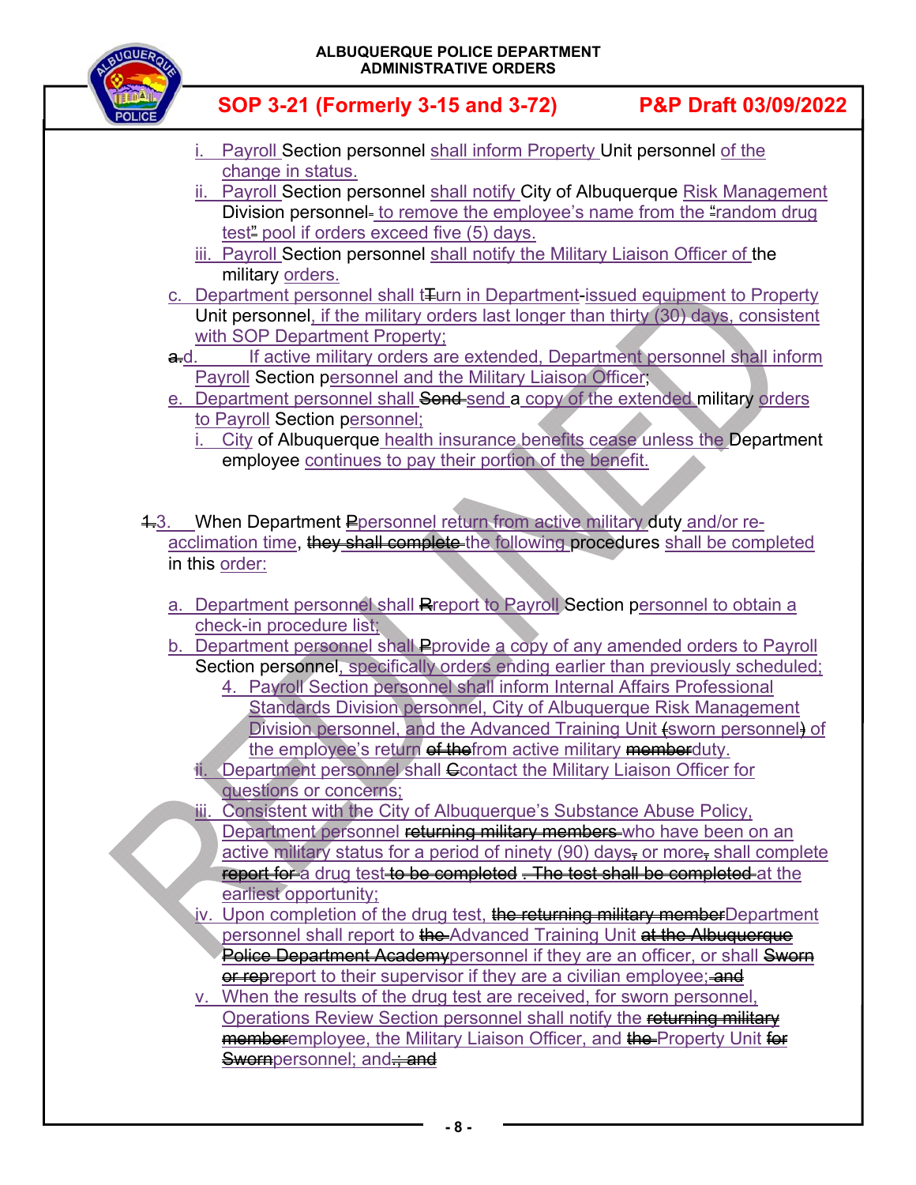i. Payroll Section personnel shall inform Property Unit personnel of the change in status.

ii. Payroll Section personnel shall notify City of Albuquerque Risk Management Division personnel to remove the employee's name from the "random drug test" pool if orders exceed five (5) days.

iii. Payroll Section personnel shall notify the Military Liaison Officer of the military orders.

c. Department personnel shall turn in Department-issued equipment to Property Unit personnel, if the military orders last longer than thirty (30) days, consistent with SOP Department Property;

d. If active military orders are extended, Department personnel shall inform Payroll Section personnel and the Military Liaison Officer;

e. Department personnel shall send a copy of the extended military orders to Payroll Section personnel;

i. City of Albuquerque health insurance benefits cease unless the Department employee continues to pay their portion of the benefit.

3. When Department personnel return from active military duty and/or re-acclimation time, the following procedures shall be completed in this order:

a. Department personnel shall report to Payroll Section personnel to obtain a check-in procedure list;

b. Department personnel shall provide a copy of any amended orders to Payroll Section personnel, specifically orders ending earlier than previously scheduled;

4. Payroll Section personnel shall inform Internal Affairs Professional Standards Division personnel, City of Albuquerque Risk Management Division personnel, and the Advanced Training Unit (sworn personnel) of the employee's return from active military duty.

ii. Department personnel shall contact the Military Liaison Officer for questions or concerns;

iii. Consistent with the City of Albuquerque's Substance Abuse Policy, Department personnel who have been on an active military status for a period of ninety (90) days or more shall complete a drug test at the earliest opportunity;

iv. Upon completion of the drug test, Department personnel shall report to Advanced Training Unit personnel if they are an officer, or shall report to their supervisor if they are a civilian employee;

v. When the results of the drug test are received, for sworn personnel, Operations Review Section personnel shall notify the employee, the Military Liaison Officer, and Property Unit personnel; and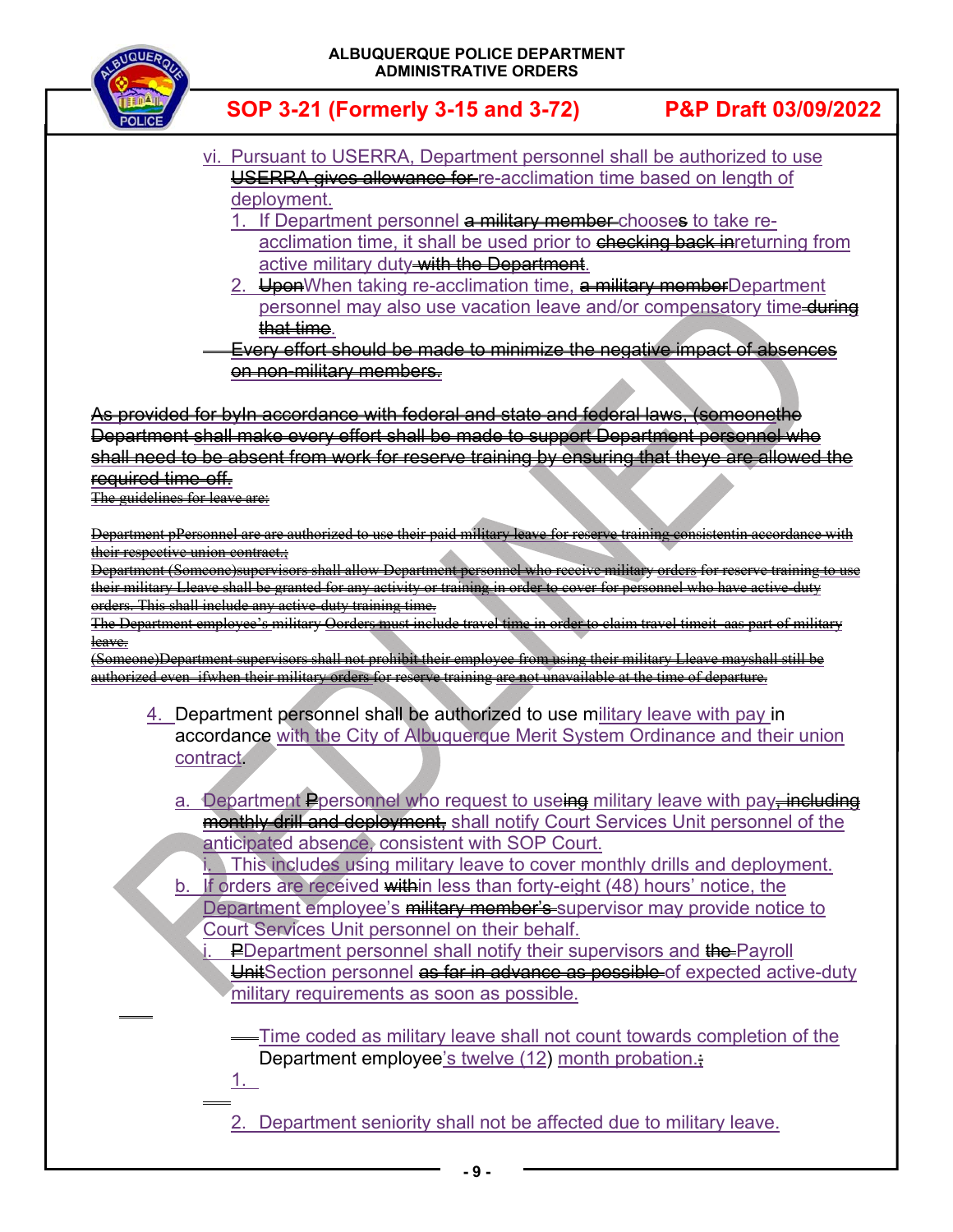vi. Pursuant to USERRA, Department personnel shall be authorized to use ~~USERRA gives allowance for~~ re-acclimation time based on length of deployment.

1. If Department personnel ~~a military member~~ chooses to take re-acclimation time, it shall be used prior to ~~checking back in~~returning from active military duty ~~with the Department~~.
2. ~~Upon~~When taking re-acclimation time, ~~a military member~~Department personnel may also use vacation leave and/or compensatory time ~~during that time~~.

~~Every effort should be made to minimize the negative impact of absences on non-military members.~~

~~As provided for byIn accordance with federal and state and federal laws, (someonethe Department shall make every effort shall be made to support Department personnel who shall need to be absent from work for reserve training by ensuring that theye are allowed the required time off.~~

~~The guidelines for leave are:~~

~~Department pPersonnel are are authorized to use their paid military leave for reserve training consistentin accordance with their respective union contract.;~~

~~Department (Someone)supervisors shall allow Department personnel who receive military orders for reserve training to use their military Lleave shall be granted for any activity or training in order to cover for personnel who have active-duty orders. This shall include any active-duty training time.~~

~~The Department employee's military Oorders must include travel time in order to claim travel timeit aas part of military leave.~~

~~(Someone)Department supervisors shall not prohibit their employee from using their military Lleave mayshall still be authorized even ifwhen their military orders for reserve training are not unavailable at the time of departure.~~

4. Department personnel shall be authorized to use military leave with pay in accordance with the City of Albuquerque Merit System Ordinance and their union contract.

   a. Department ~~P~~personnel who request to use~~ing~~ military leave with pay~~, including monthly drill and deployment,~~ shall notify Court Services Unit personnel of the anticipated absence, consistent with SOP Court.
      i. This includes using military leave to cover monthly drills and deployment.

   b. If orders are received ~~with~~in less than forty-eight (48) hours' notice, the Department employee's ~~military member's~~ supervisor may provide notice to Court Services Unit personnel on their behalf.
      i. ~~P~~Department personnel shall notify their supervisors and ~~the~~ Payroll ~~Unit~~Section personnel ~~as far in advance as possible~~ of expected active-duty military requirements as soon as possible.

      Time coded as military leave shall not count towards completion of the Department employee's twelve (12) month probation.~~;~~

      1.

      2. Department seniority shall not be affected due to military leave.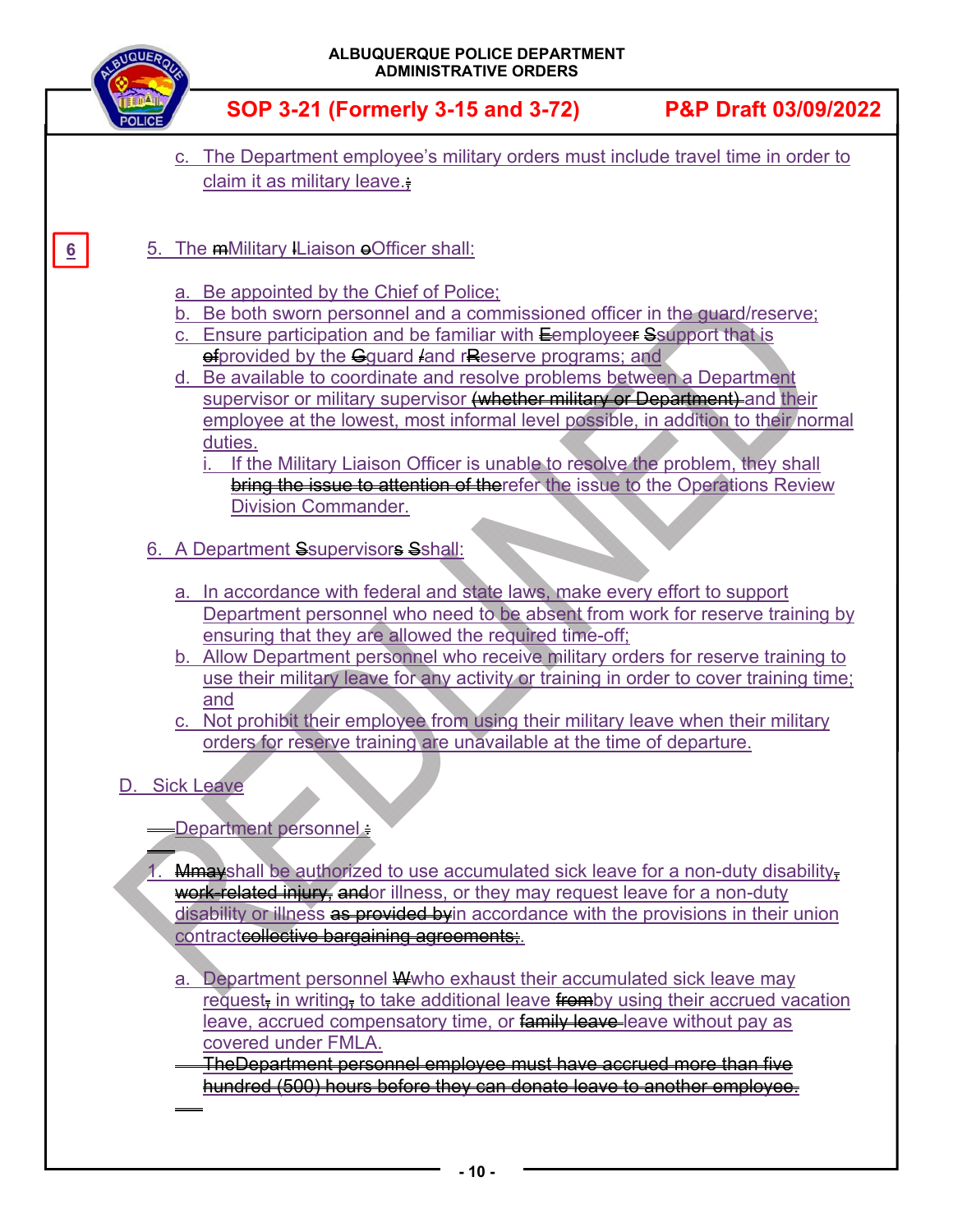c. The Department employee's military orders must include travel time in order to claim it as military leave.~~;~~

6

5. The ~~m~~Military ~~l~~Liaison ~~o~~Officer shall:

a. Be appointed by the Chief of Police;
b. Be both sworn personnel and a commissioned officer in the guard/reserve;
c. Ensure participation and be familiar with ~~E~~employee~~r~~ ~~S~~support that is ~~of~~provided by the ~~G~~guard ~~/~~and r~~R~~eserve programs; and
d. Be available to coordinate and resolve problems between a Department supervisor or military supervisor ~~(whether military or Department)~~ and their employee at the lowest, most informal level possible, in addition to their normal duties.
   i. If the Military Liaison Officer is unable to resolve the problem, they shall ~~bring the issue to attention of the~~refer the issue to the Operations Review Division Commander.

6. A Department ~~S~~supervisor~~s~~ ~~S~~shall:

a. In accordance with federal and state laws, make every effort to support Department personnel who need to be absent from work for reserve training by ensuring that they are allowed the required time-off;
b. Allow Department personnel who receive military orders for reserve training to use their military leave for any activity or training in order to cover training time; and
c. Not prohibit their employee from using their military leave when their military orders for reserve training are unavailable at the time of departure.

D. Sick Leave

Department personnel ~~:~~

1. ~~Mmay~~shall be authorized to use accumulated sick leave for a non-duty disability~~,~~ ~~work-related injury,~~ ~~and~~or illness, or they may request leave for a non-duty disability or illness ~~as provided by~~in accordance with the provisions in their union contract~~collective bargaining agreements;~~.

   a. Department personnel ~~W~~who exhaust their accumulated sick leave may request~~,~~ in writing~~,~~ to take additional leave ~~from~~by using their accrued vacation leave, accrued compensatory time, or ~~family leave~~ leave without pay as covered under FMLA.
   ~~The~~~~Department personnel employee must have accrued more than five hundred (500) hours before they can donate leave to another employee.~~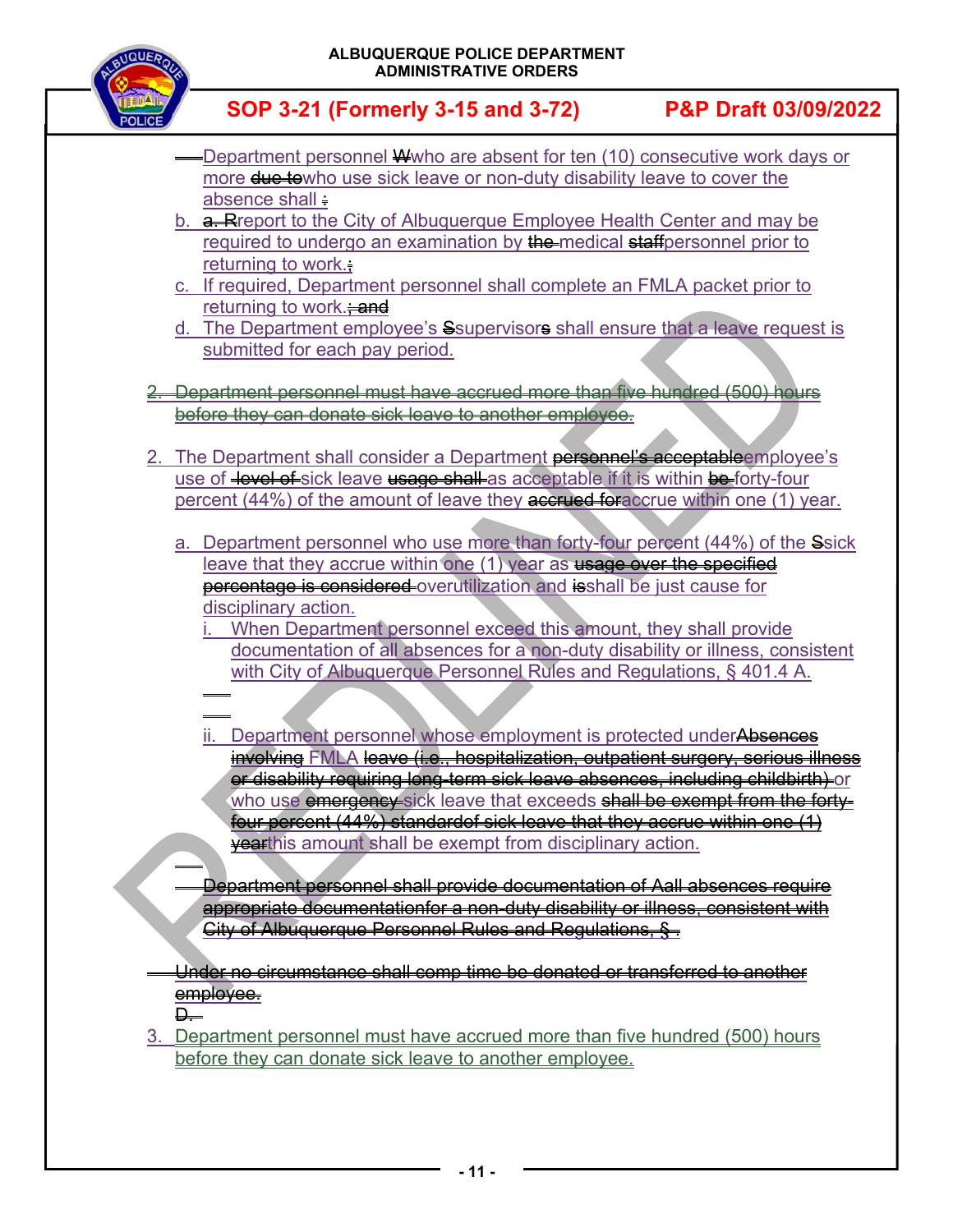Department personnel ~~W~~who are absent for ten (10) consecutive work days or more ~~due to~~who use sick leave or non-duty disability leave to cover the absence shall ~~:~~

b. ~~a. R~~report to the City of Albuquerque Employee Health Center and may be required to undergo an examination by ~~the~~ medical ~~staff~~personnel prior to returning to work.~~;~~

c. If required, Department personnel shall complete an FMLA packet prior to returning to work.~~; and~~

d. The Department employee's ~~S~~supervisor~~s~~ shall ensure that a leave request is submitted for each pay period.

~~2. Department personnel must have accrued more than five hundred (500) hours before they can donate sick leave to another employee.~~

2. The Department shall consider a Department ~~personnel's acceptable~~employee's use of ~~level of~~ sick leave ~~usage shall~~ as acceptable if it is within ~~be~~ forty-four percent (44%) of the amount of leave they ~~accrued for~~accrue within one (1) year.

   a. Department personnel who use more than forty-four percent (44%) of the ~~S~~sick leave that they accrue within one (1) year as ~~usage over the specified percentage is considered~~ overutilization and ~~is~~shall be just cause for disciplinary action.

      i. When Department personnel exceed this amount, they shall provide documentation of all absences for a non-duty disability or illness, consistent with City of Albuquerque Personnel Rules and Regulations, § 401.4 A.

      ii. Department personnel whose employment is protected under~~Absences involving~~ FMLA ~~leave (i.e., hospitalization, outpatient surgery, serious illness or disability requiring long-term sick leave absences, including childbirth)~~ or who use ~~emergency~~ sick leave that exceeds ~~shall be exempt from the forty-four percent (44%) standardof sick leave that they accrue within one (1) year~~this amount shall be exempt from disciplinary action.

~~Department personnel shall provide documentation of Aall absences require appropriate documentationfor a non-duty disability or illness, consistent with City of Albuquerque Personnel Rules and Regulations, § .~~

~~Under no circumstance shall comp time be donated or transferred to another employee.~~
~~D.~~

3. Department personnel must have accrued more than five hundred (500) hours before they can donate sick leave to another employee.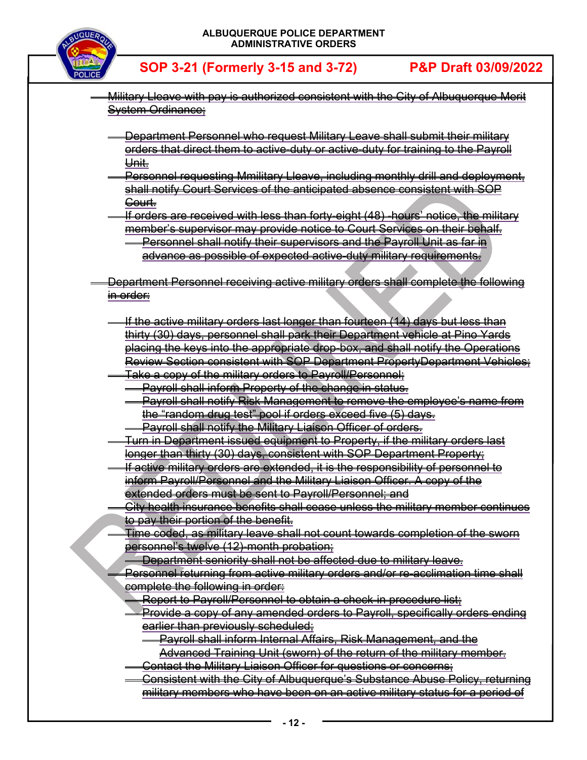~~Military Lleave with pay is authorized consistent with the City of Albuquerque Merit System Ordinance;~~

- ~~Department Personnel who request Military Leave shall submit their military orders that direct them to active-duty or active-duty for training to the Payroll Unit.~~
- ~~Personnel requesting Mmilitary Lleave, including monthly drill and deployment, shall notify Court Services of the anticipated absence consistent with SOP Court.~~
- ~~If orders are received with less than forty-eight (48) -hours' notice, the military member's supervisor may provide notice to Court Services on their behalf.~~
  - ~~Personnel shall notify their supervisors and the Payroll Unit as far in advance as possible of expected active-duty military requirements.~~

~~Department Personnel receiving active military orders shall complete the following in order:~~

- ~~If the active military orders last longer than fourteen (14) days but less than thirty (30) days, personnel shall park their Department vehicle at Pino Yards placing the keys into the appropriate drop-box, and shall notify the Operations Review Section consistent with SOP Department PropertyDepartment Vehicles;~~
- ~~Take a copy of the military orders to Payroll/Personnel;~~
  - ~~Payroll shall inform Property of the change in status.~~
  - ~~Payroll shall notify Risk Management to remove the employee's name from the "random drug test" pool if orders exceed five (5) days.~~
  - ~~Payroll shall notify the Military Liaison Officer of orders.~~
- ~~Turn in Department issued equipment to Property, if the military orders last longer than thirty (30) days, consistent with SOP Department Property;~~
- ~~If active military orders are extended, it is the responsibility of personnel to inform Payroll/Personnel and the Military Liaison Officer. A copy of the extended orders must be sent to Payroll/Personnel; and~~
- ~~City health insurance benefits shall cease unless the military member continues to pay their portion of the benefit.~~
- ~~Time coded, as military leave shall not count towards completion of the sworn personnel's twelve (12)-month probation;~~
  - ~~Department seniority shall not be affected due to military leave.~~
- ~~Personnel returning from active military orders and/or re-acclimation time shall complete the following in order:~~
  - ~~Report to Payroll/Personnel to obtain a check-in procedure list;~~
  - ~~Provide a copy of any amended orders to Payroll, specifically orders ending earlier than previously scheduled;~~
    - ~~Payroll shall inform Internal Affairs, Risk Management, and the Advanced Training Unit (sworn) of the return of the military member.~~
  - ~~Contact the Military Liaison Officer for questions or concerns;~~
  - ~~Consistent with the City of Albuquerque's Substance Abuse Policy, returning military members who have been on an active military status for a period of~~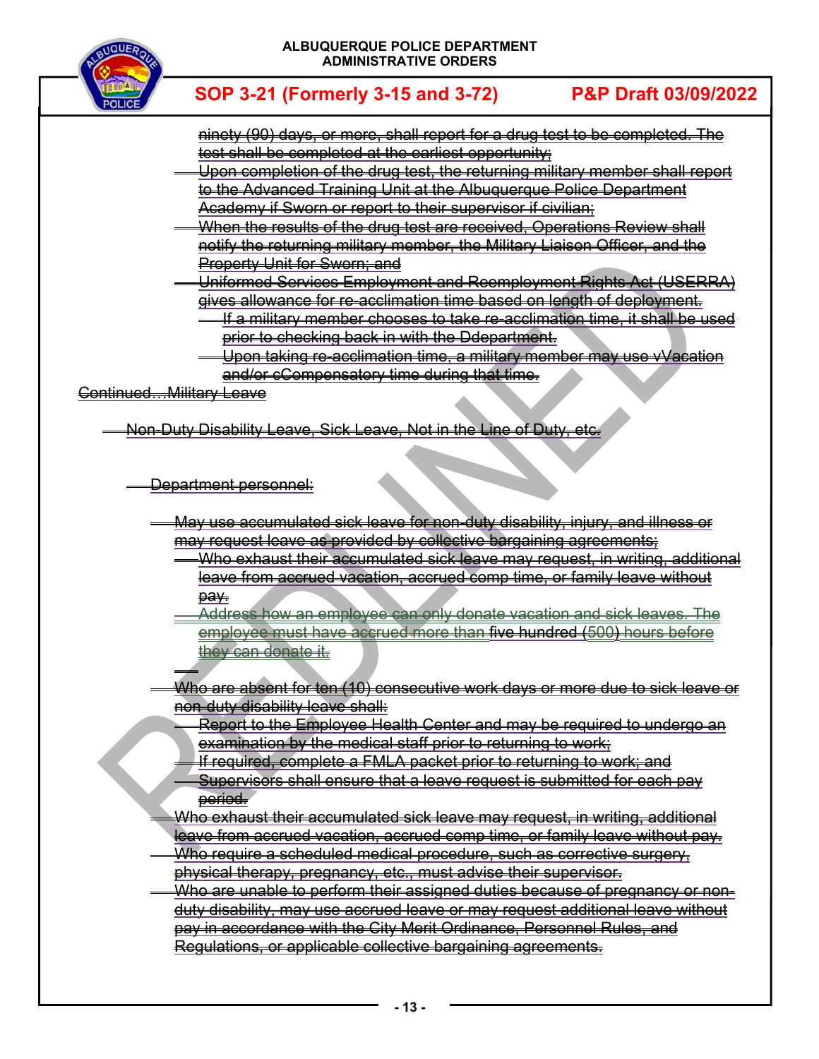ninety (90) days, or more, shall report for a drug test to be completed. The test shall be completed at the earliest opportunity;

- Upon completion of the drug test, the returning military member shall report to the Advanced Training Unit at the Albuquerque Police Department Academy if Sworn or report to their supervisor if civilian;
- When the results of the drug test are received, Operations Review shall notify the returning military member, the Military Liaison Officer, and the Property Unit for Sworn; and
- Uniformed Services Employment and Reemployment Rights Act (USERRA) gives allowance for re-acclimation time based on length of deployment.
  - If a military member chooses to take re-acclimation time, it shall be used prior to checking back in with the Ddepartment.
  - Upon taking re-acclimation time, a military member may use vVacation and/or cCompensatory time during that time.

Continued…Military Leave

- Non-Duty Disability Leave, Sick Leave, Not in the Line of Duty, etc.

  - Department personnel:

    - May use accumulated sick leave for non-duty disability, injury, and illness or may request leave as provided by collective bargaining agreements;
      - Who exhaust their accumulated sick leave may request, in writing, additional leave from accrued vacation, accrued comp time, or family leave without pay.
    - Address how an employee can only donate vacation and sick leaves. The employee must have accrued more than five hundred (500) hours before they can donate it.
    - Who are absent for ten (10) consecutive work days or more due to sick leave or non-duty disability leave shall:
      - Report to the Employee Health Center and may be required to undergo an examination by the medical staff prior to returning to work;
      - If required, complete a FMLA packet prior to returning to work; and
      - Supervisors shall ensure that a leave request is submitted for each pay period.
    - Who exhaust their accumulated sick leave may request, in writing, additional leave from accrued vacation, accrued comp time, or family leave without pay.
    - Who require a scheduled medical procedure, such as corrective surgery, physical therapy, pregnancy, etc., must advise their supervisor.
    - Who are unable to perform their assigned duties because of pregnancy or non-duty disability, may use accrued leave or may request additional leave without pay in accordance with the City Merit Ordinance, Personnel Rules, and Regulations, or applicable collective bargaining agreements.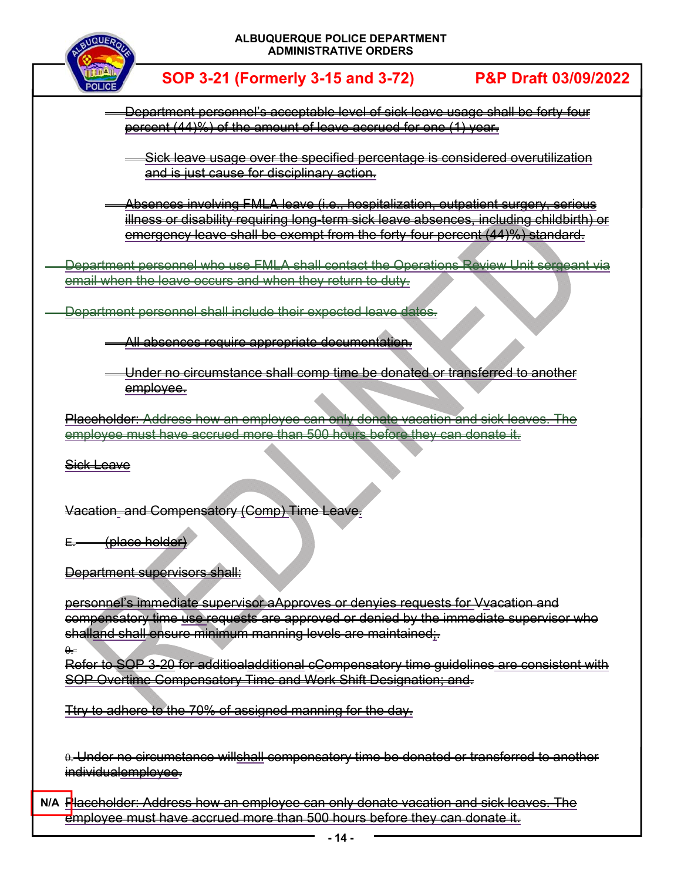Department personnel's acceptable level of sick leave usage shall be forty-four percent (44)%) of the amount of leave accrued for one (1) year.

Sick leave usage over the specified percentage is considered overutilization and is just cause for disciplinary action.

Absences involving FMLA leave (i.e., hospitalization, outpatient surgery, serious illness or disability requiring long-term sick leave absences, including childbirth) or emergency leave shall be exempt from the forty-four percent (44)%) standard.

Department personnel who use FMLA shall contact the Operations Review Unit sergeant via email when the leave occurs and when they return to duty.

Department personnel shall include their expected leave dates.

All absences require appropriate documentation.

Under no circumstance shall comp time be donated or transferred to another employee.

Placeholder: Address how an employee can only donate vacation and sick leaves. The employee must have accrued more than 500 hours before they can donate it.

Sick Leave

Vacation and Compensatory (Comp) Time Leave.

E. (place holder)

Department supervisors shall:

personnel's immediate supervisor aApproves or denyies requests for Vvacation and compensatory time use requests are approved or denied by the immediate supervisor who shalland shall ensure minimum manning levels are maintained;.

0.

Refer to SOP 3-20 for additioaladditional cCompensatory time guidelines are consistent with SOP Overtime Compensatory Time and Work Shift Designation; and.

Ttry to adhere to the 70% of assigned manning for the day.

0. Under no circumstance willshall compensatory time be donated or transferred to another individualemployee.

N/A Placeholder: Address how an employee can only donate vacation and sick leaves. The employee must have accrued more than 500 hours before they can donate it.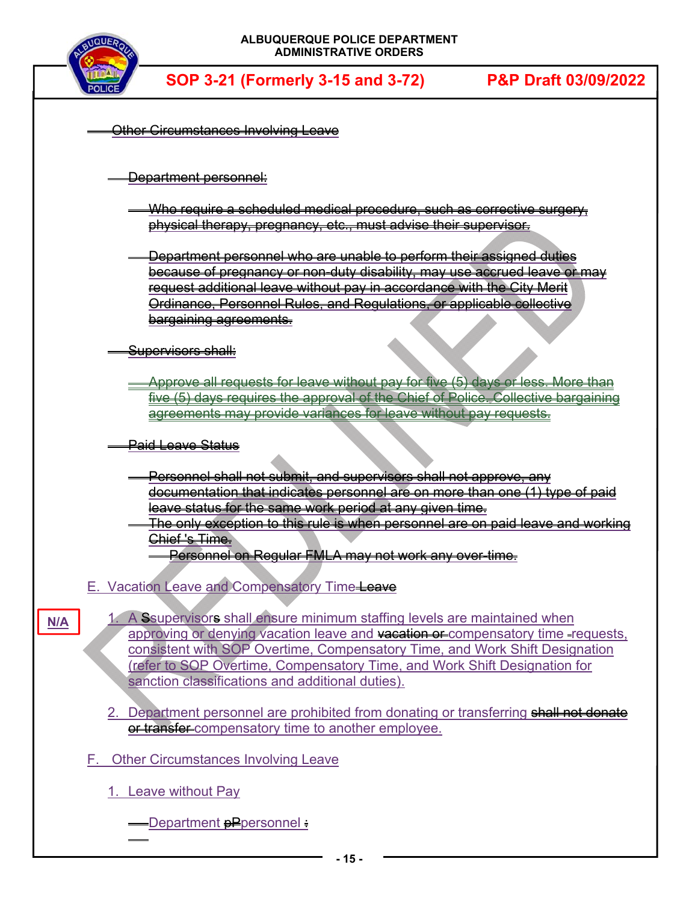~~Other Circumstances Involving Leave~~

~~Department personnel:~~

~~Who require a scheduled medical procedure, such as corrective surgery, physical therapy, pregnancy, etc., must advise their supervisor.~~

~~Department personnel who are unable to perform their assigned duties because of pregnancy or non-duty disability, may use accrued leave or may request additional leave without pay in accordance with the City Merit Ordinance, Personnel Rules, and Regulations, or applicable collective bargaining agreements.~~

~~Supervisors shall:~~

~~Approve all requests for leave without pay for five (5) days or less. More than five (5) days requires the approval of the Chief of Police. Collective bargaining agreements may provide variances for leave without pay requests.~~

~~Paid Leave Status~~

~~Personnel shall not submit, and supervisors shall not approve, any documentation that indicates personnel are on more than one (1) type of paid leave status for the same work period at any given time.~~

~~The only exception to this rule is when personnel are on paid leave and working Chief 's Time.~~

~~Personnel on Regular FMLA may not work any over-time.~~

E. Vacation Leave and Compensatory Time ~~Leave~~

N/A

1. A ~~S~~supervisors ~~s~~ shall ensure minimum staffing levels are maintained when approving or denying vacation leave and ~~vacation or~~ compensatory time requests, consistent with SOP Overtime, Compensatory Time, and Work Shift Designation (refer to SOP Overtime, Compensatory Time, and Work Shift Designation for sanction classifications and additional duties).

2. Department personnel are prohibited from donating or transferring ~~shall not donate or transfer~~ compensatory time to another employee.

F. Other Circumstances Involving Leave

1. Leave without Pay

Department ~~pP~~personnel ~~:~~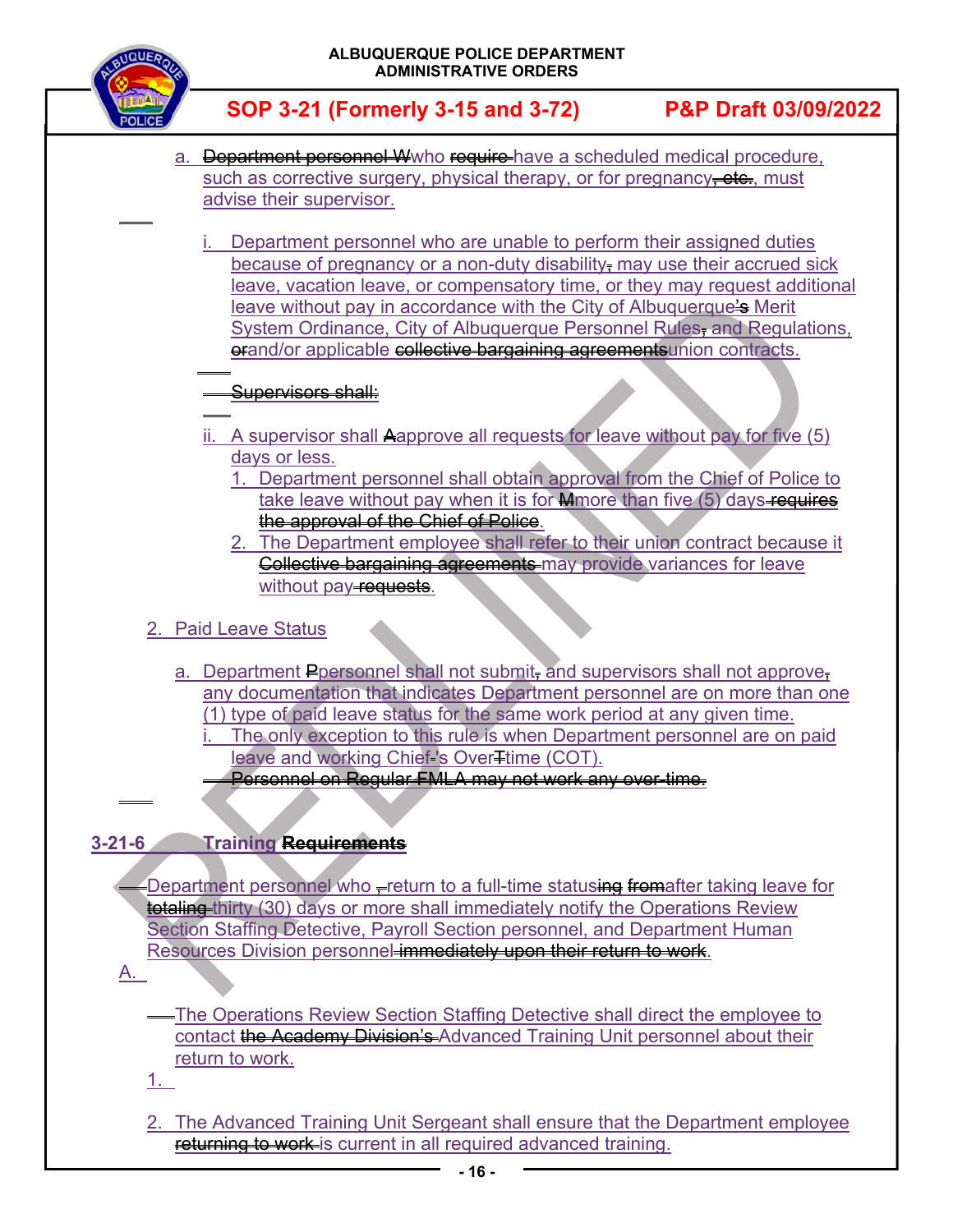a. ~~Department personnel W~~who ~~require~~ have a scheduled medical procedure, such as corrective surgery, physical therapy, or for pregnancy~~, etc.~~, must advise their supervisor.

i. Department personnel who are unable to perform their assigned duties because of pregnancy or a non-duty disability~~,~~ may use their accrued sick leave, vacation leave, or compensatory time, or they may request additional leave without pay in accordance with the City of Albuquerque~~'s~~ Merit System Ordinance, City of Albuquerque Personnel Rules~~,~~ and Regulations, ~~or~~and/or applicable ~~collective bargaining agreements~~union contracts.

~~Supervisors shall:~~

ii. A supervisor shall ~~A~~approve all requests for leave without pay for five (5) days or less.

1. Department personnel shall obtain approval from the Chief of Police to take leave without pay when it is for ~~M~~more than five (5) days ~~requires the approval of the Chief of Police~~.
2. The Department employee shall refer to their union contract because it ~~Collective bargaining agreements~~ may provide variances for leave without pay ~~requests~~.

2. Paid Leave Status

a. Department ~~P~~personnel shall not submit~~,~~ and supervisors shall not approve~~,~~ any documentation that indicates Department personnel are on more than one (1) type of paid leave status for the same work period at any given time.

i. The only exception to this rule is when Department personnel are on paid leave and working Chief~~-~~'s Over~~T~~time (COT).

~~Personnel on Regular FMLA may not work any over-time.~~

## 3-21-6 Training ~~Requirements~~

Department personnel who ~~,~~return to a full-time status~~ing from~~after taking leave for ~~totaling~~ thirty (30) days or more shall immediately notify the Operations Review Section Staffing Detective, Payroll Section personnel, and Department Human Resources Division personnel ~~immediately upon their return to work~~.

A.

The Operations Review Section Staffing Detective shall direct the employee to contact ~~the Academy Division's~~ Advanced Training Unit personnel about their return to work.

1.

2. The Advanced Training Unit Sergeant shall ensure that the Department employee ~~returning to work~~ is current in all required advanced training.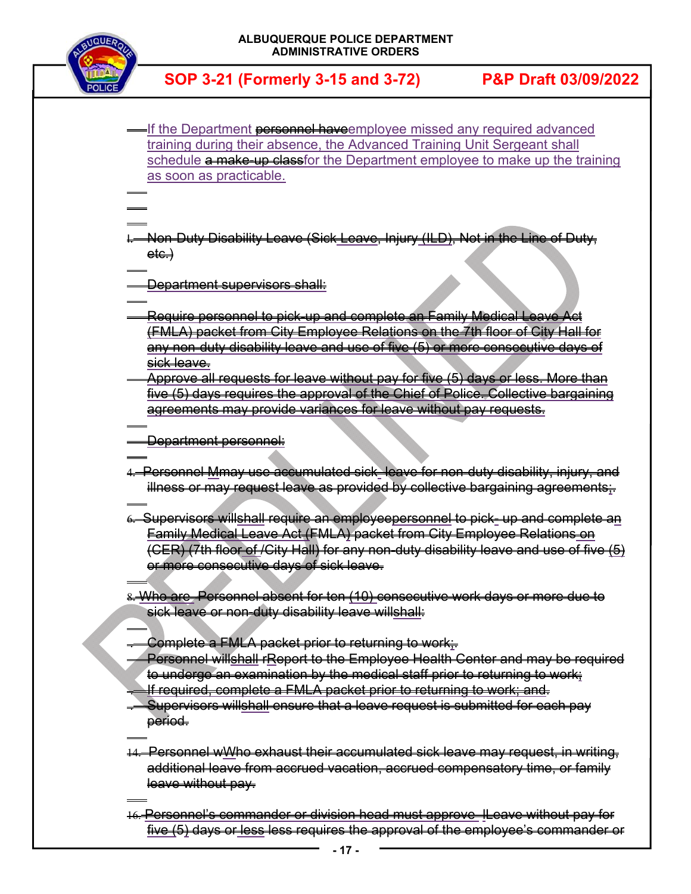If the Department ~~personnel have~~employee missed any required advanced training during their absence, the Advanced Training Unit Sergeant shall schedule ~~a make-up class~~for the Department employee to make up the training as soon as practicable.

~~I. Non-Duty Disability Leave (Sick Leave, Injury (ILD), Not in the Line of Duty, etc.)~~

~~Department supervisors shall:~~

~~Require personnel to pick-up and complete an Family Medical Leave Act (FMLA) packet from City Employee Relations on the 7th floor of City Hall for any non-duty disability leave and use of five (5) or more consecutive days of sick leave.~~

~~Approve all requests for leave without pay for five (5) days or less. More than five (5) days requires the approval of the Chief of Police. Collective bargaining agreements may provide variances for leave without pay requests.~~

~~Department personnel:~~

~~4. Personnel Mmay use accumulated sick- leave for non-duty disability, injury, and illness or may request leave as provided by collective bargaining agreements;.~~

~~6. Supervisors willshall require an employeepersonnel to pick- up and complete an Family Medical Leave Act (FMLA) packet from City Employee Relations on (CER) (7th floor of /City Hall) for any non-duty disability leave and use of five (5) or more consecutive days of sick leave.~~

~~8. Who are Personnel absent for ten (10) consecutive work days or more due to sick leave or non-duty disability leave willshall:~~

~~Complete a FMLA packet prior to returning to work;.~~

~~Personnel willshall rReport to the Employee Health Center and may be required to undergo an examination by the medical staff prior to returning to work;~~

~~If required, complete a FMLA packet prior to returning to work; and.~~

~~Supervisors willshall ensure that a leave request is submitted for each pay period.~~

~~14. Personnel wWho exhaust their accumulated sick leave may request, in writing, additional leave from accrued vacation, accrued compensatory time, or family leave without pay.~~

~~16. Personnel's commander or division head must approve lLeave without pay for five (5) days or less less requires the approval of the employee's commander or~~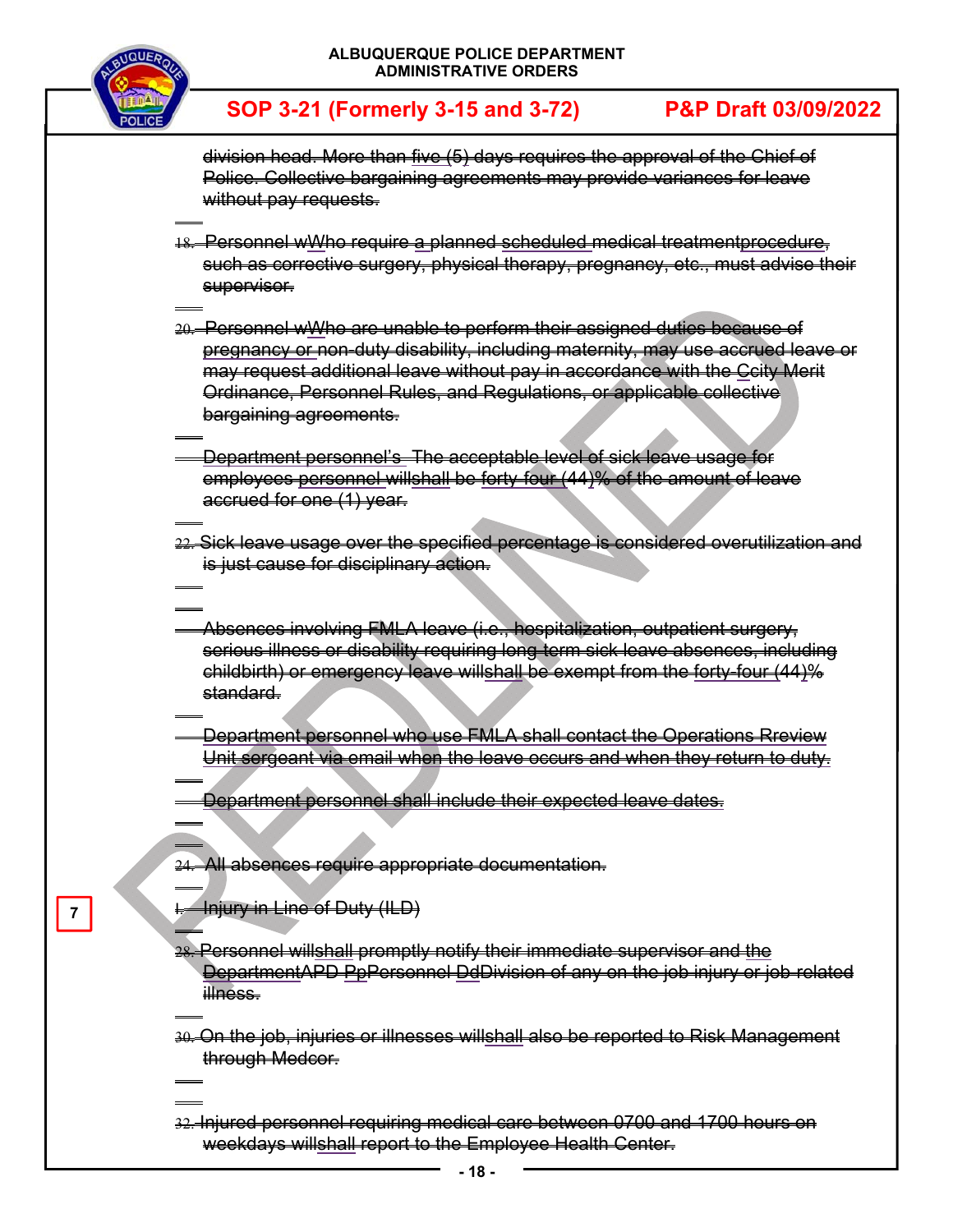division head. More than five (5) days requires the approval of the Chief of Police. Collective bargaining agreements may provide variances for leave without pay requests.

18. Personnel wWho require a planned scheduled medical treatmentprocedure, such as corrective surgery, physical therapy, pregnancy, etc., must advise their supervisor.

20. Personnel wWho are unable to perform their assigned duties because of pregnancy or non-duty disability, including maternity, may use accrued leave or may request additional leave without pay in accordance with the Ccity Merit Ordinance, Personnel Rules, and Regulations, or applicable collective bargaining agreements.

Department personnel's The acceptable level of sick leave usage for employees personnel willshall be forty four (44)% of the amount of leave accrued for one (1) year.

22. Sick leave usage over the specified percentage is considered overutilization and is just cause for disciplinary action.

Absences involving FMLA leave (i.e., hospitalization, outpatient surgery, serious illness or disability requiring long-term sick leave absences, including childbirth) or emergency leave willshall be exempt from the forty-four (44)% standard.

Department personnel who use FMLA shall contact the Operations Rreview Unit sergeant via email when the leave occurs and when they return to duty.

Department personnel shall include their expected leave dates.

24. All absences require appropriate documentation.

7

1. Injury in Line of Duty (ILD)

28. Personnel willshall promptly notify their immediate supervisor and the DepartmentAPD PpPersonnel DdDivision of any on the job injury or job-related illness.

30. On the job, injuries or illnesses willshall also be reported to Risk Management through Medcor.

32. Injured personnel requiring medical care between 0700 and 1700 hours on weekdays willshall report to the Employee Health Center.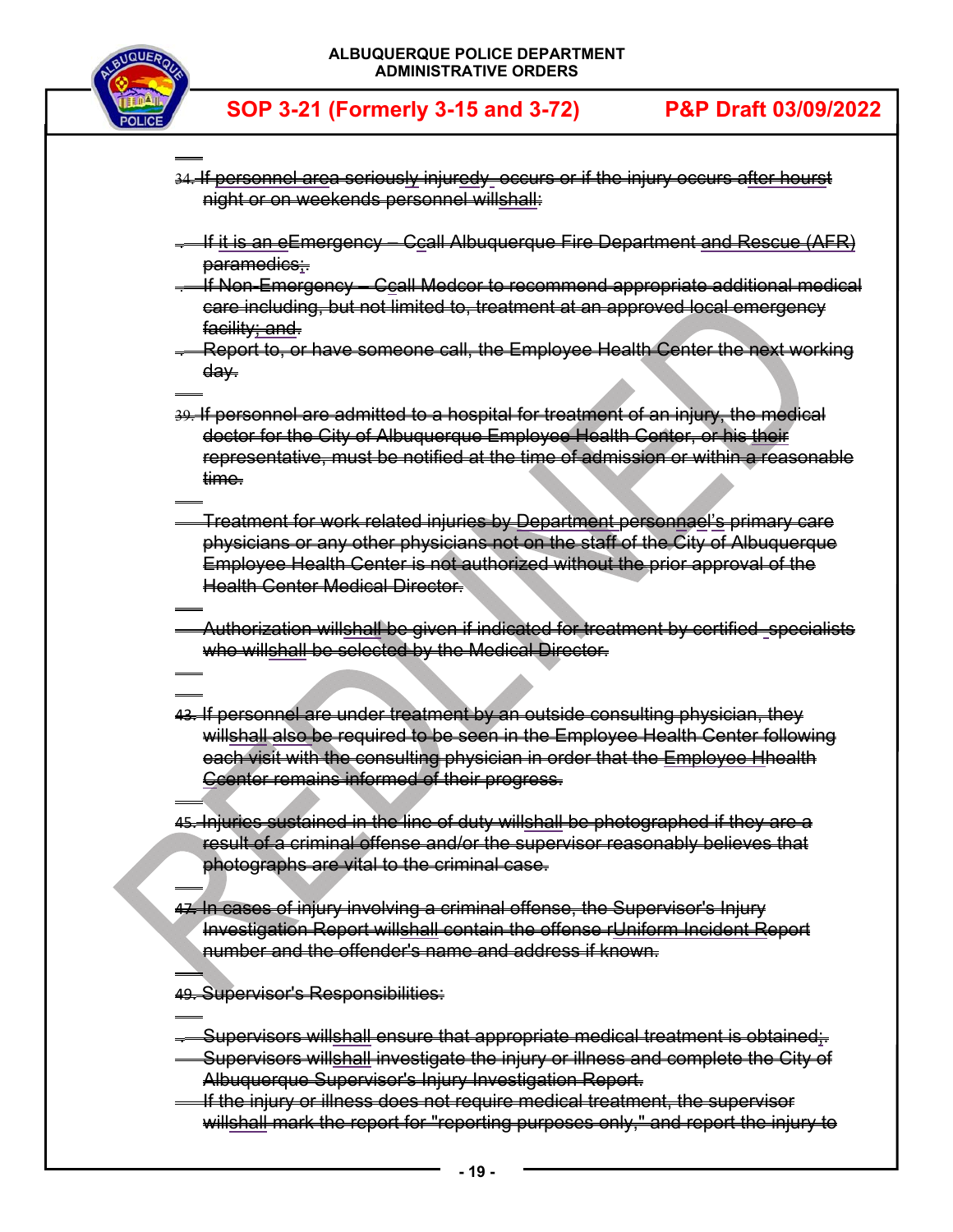34. If personnel area seriously injuredy, occurs or if the injury occurs after hourst night or on weekends personnel willshall:

- If it is an eEmergency – Ccall Albuquerque Fire Department and Rescue (AFR) paramedics;.
- If Non-Emergency – Ccall Medcor to recommend appropriate additional medical care including, but not limited to, treatment at an approved local emergency facility; and.
- Report to, or have someone call, the Employee Health Center the next working day.

39. If personnel are admitted to a hospital for treatment of an injury, the medical doctor for the City of Albuquerque Employee Health Center, or his their representative, must be notified at the time of admission or within a reasonable time.

Treatment for work related injuries by Department personnael's primary care physicians or any other physicians not on the staff of the City of Albuquerque Employee Health Center is not authorized without the prior approval of the Health Center Medical Director.

Authorization willshall be given if indicated for treatment by certified specialists who willshall be selected by the Medical Director.

43. If personnel are under treatment by an outside consulting physician, they willshall also be required to be seen in the Employee Health Center following each visit with the consulting physician in order that the Employee Hhealth Ccenter remains informed of their progress.

45. Injuries sustained in the line of duty willshall be photographed if they are a result of a criminal offense and/or the supervisor reasonably believes that photographs are vital to the criminal case.

47. In cases of injury involving a criminal offense, the Supervisor's Injury Investigation Report willshall contain the offense rUniform Incident Report number and the offender's name and address if known.

49. Supervisor's Responsibilities:

- Supervisors willshall ensure that appropriate medical treatment is obtained;.
- Supervisors willshall investigate the injury or illness and complete the City of Albuquerque Supervisor's Injury Investigation Report.
- If the injury or illness does not require medical treatment, the supervisor willshall mark the report for "reporting purposes only," and report the injury to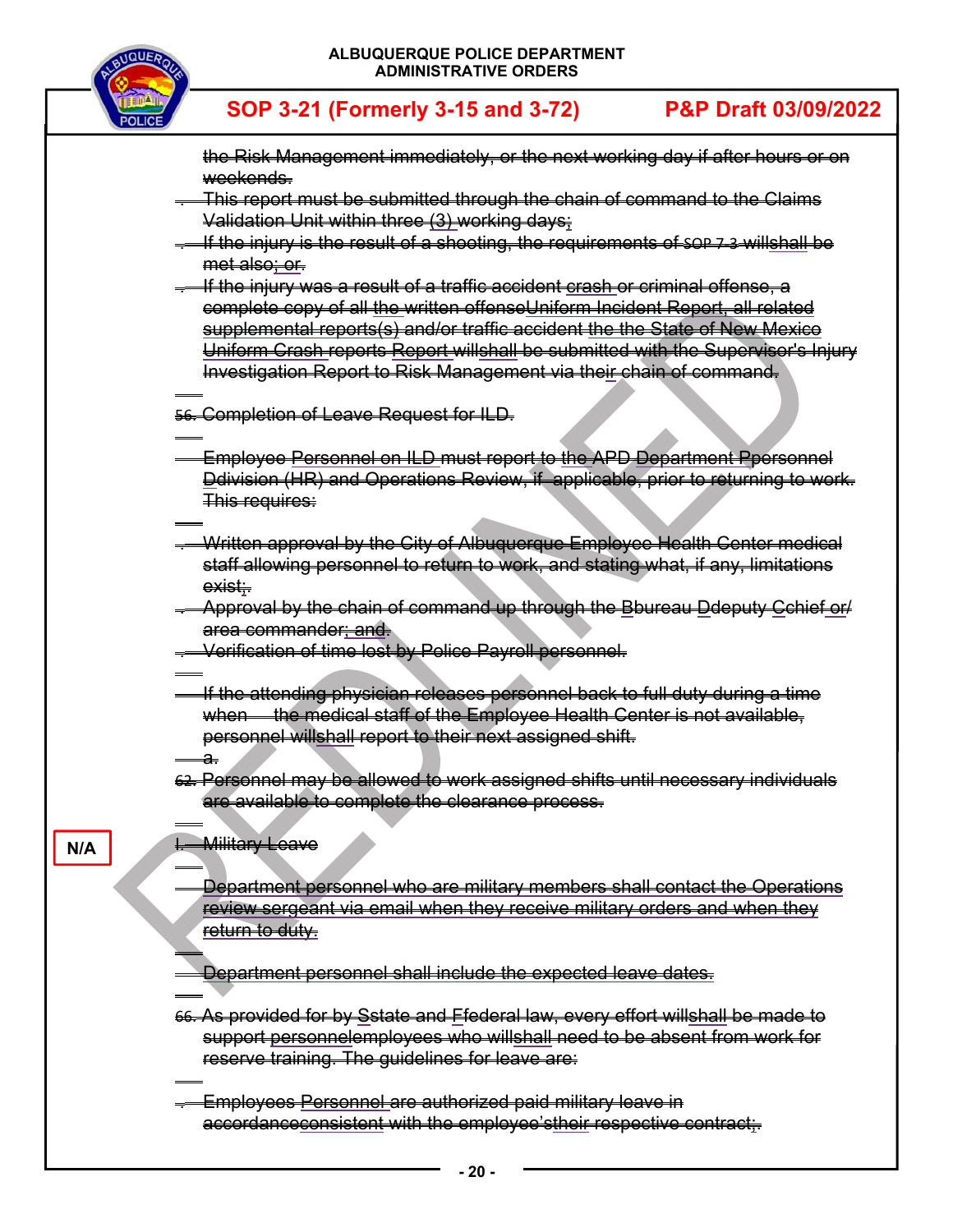the Risk Management immediately, or the next working day if after hours or on weekends.

- This report must be submitted through the chain of command to the Claims Validation Unit within three (3) working days;
- If the injury is the result of a shooting, the requirements of SOP 7-3 willshall be met also; or.
- If the injury was a result of a traffic accident crash or criminal offense, a complete copy of all the written offenseUniform Incident Report, all related supplemental reports(s) and/or traffic accident the the State of New Mexico Uniform Crash reports Report willshall be submitted with the Supervisor's Injury Investigation Report to Risk Management via their chain of command.

56. Completion of Leave Request for ILD.

Employee Personnel on ILD must report to the APD Department Ppersonnel Ddivision (HR) and Operations Review, if applicable, prior to returning to work. This requires:

- Written approval by the City of Albuquerque Employee Health Center medical staff allowing personnel to return to work, and stating what, if any, limitations exist;.
- Approval by the chain of command up through the Bbureau Ddeputy Cchief or/ area commander; and.
- Verification of time lost by Police Payroll personnel.

If the attending physician releases personnel back to full duty during a time when the medical staff of the Employee Health Center is not available, personnel willshall report to their next assigned shift.

a.

62. Personnel may be allowed to work assigned shifts until necessary individuals are available to complete the clearance process.

N/A

I. Military Leave

Department personnel who are military members shall contact the Operations review sergeant via email when they receive military orders and when they return to duty.

Department personnel shall include the expected leave dates.

66. As provided for by Sstate and Ffederal law, every effort willshall be made to support personnelemployees who willshall need to be absent from work for reserve training. The guidelines for leave are:

- Employees Personnel are authorized paid military leave in accordanceconsistent with the employee'stheir respective contract;.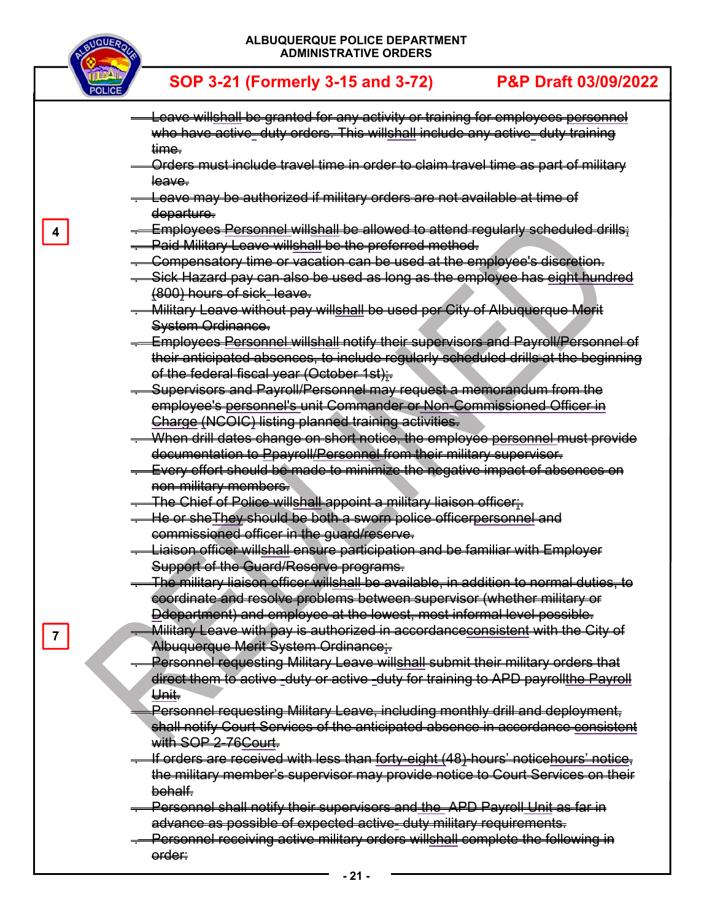- Leave willshall be granted for any activity or training for employees personnel who have active\_ duty orders. This willshall include any active\_ duty training time.
- Orders must include travel time in order to claim travel time as part of military leave.
- Leave may be authorized if military orders are not available at time of departure.

4

- Employees Personnel willshall be allowed to attend regularly scheduled drills;
- Paid Military Leave willshall be the preferred method.
- Compensatory time or vacation can be used at the employee's discretion.
- Sick Hazard pay can also be used as long as the employee has eight hundred (800) hours of sick\_ leave.
- Military Leave without pay willshall be used per City of Albuquerque Merit System Ordinance.
- Employees Personnel willshall notify their supervisors and Payroll/Personnel of their anticipated absences, to include regularly scheduled drills at the beginning of the federal fiscal year (October 1st);.
- Supervisors and Payroll/Personnel may request a memorandum from the employee's personnel's unit Commander or Non-Commissioned Officer in Charge (NCOIC) listing planned training activities.
- When drill dates change on short notice, the employee personnel must provide documentation to Ppayroll/Personnel from their military supervisor.
- Every effort should be made to minimize the negative impact of absences on non-military members.
- The Chief of Police willshall appoint a military liaison officer;.
- He or sheThey should be both a sworn police officerpersonnel and commissioned officer in the guard/reserve.
- Liaison officer willshall ensure participation and be familiar with Employer Support of the Guard/Reserve programs.
- The military liaison officer willshall be available, in addition to normal duties, to coordinate and resolve problems between supervisor (whether military or Ddepartment) and employee at the lowest, most informal level possible.

7

- Military Leave with pay is authorized in accordanceconsistent with the City of Albuquerque Merit System Ordinance;.
- Personnel requesting Military Leave willshall submit their military orders that direct them to active -duty or active -duty for training to APD payrollthe Payroll Unit.
- Personnel requesting Military Leave, including monthly drill and deployment, shall notify Court Services of the anticipated absence in accordance consistent with SOP 2-76Court.
- If orders are received with less than forty-eight (48)-hours' noticehours' notice, the military member's supervisor may provide notice to Court Services on their behalf.
- Personnel shall notify their supervisors and the APD Payroll Unit as far in advance as possible of expected active- duty military requirements.
- Personnel receiving active military orders willshall complete the following in order: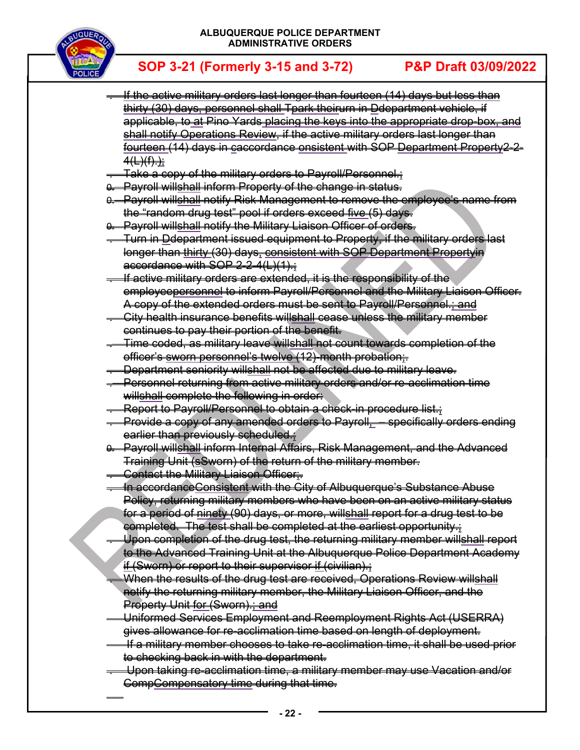- If the active military orders last longer than fourteen (14) days but less than thirty (30) days, personnel shall Tpark theirurn in Ddepartment vehicle, if applicable, to at Pino Yards placing the keys into the appropriate drop-box, and shall notify Operations Review, if the active military orders last longer than fourteen (14) days in caccordance onsistent with SOP Department Property2-2-4(L)(f).;
- Take a copy of the military orders to Payroll/Personnel.;
- Payroll willshall inform Property of the change in status.
- Payroll willshall notify Risk Management to remove the employee's name from the "random drug test" pool if orders exceed five (5) days.
- Payroll willshall notify the Military Liaison Officer of orders.
- Turn in Ddepartment issued equipment to Property, if the military orders last longer than thirty (30) days, consistent with SOP Department Propertyin accordance with SOP 2-2-4(L)(1).;
- If active military orders are extended, it is the responsibility of the employeepersonnel to inform Payroll/Personnel and the Military Liaison Officer. A copy of the extended orders must be sent to Payroll/Personnel.; and
- City health insurance benefits willshall cease unless the military member continues to pay their portion of the benefit.
- Time coded, as military leave willshall not count towards completion of the officer's sworn personnel's twelve (12)-month probation;.
- Department seniority willshall not be affected due to military leave.
- Personnel returning from active military orders and/or re-acclimation time willshall complete the following in order:
- Report to Payroll/Personnel to obtain a check-in procedure list.;
- Provide a copy of any amended orders to Payroll, – specifically orders ending earlier than previously scheduled.;
- Payroll willshall inform Internal Affairs, Risk Management, and the Advanced Training Unit (sSworn) of the return of the military member.
- Contact the Military Liaison Officer;.
- In accordanceConsistent with the City of Albuquerque's Substance Abuse Policy, returning military members who have been on an active military status for a period of ninety (90) days, or more, willshall report for a drug test to be completed. The test shall be completed at the earliest opportunity.;
- Upon completion of the drug test, the returning military member willshall report to the Advanced Training Unit at the Albuquerque Police Department Academy if (Sworn) or report to their supervisor if (civilian).;
- When the results of the drug test are received, Operations Review willshall notify the returning military member, the Military Liaison Officer, and the Property Unit for (Sworn).; and
- Uniformed Services Employment and Reemployment Rights Act (USERRA) gives allowance for re-acclimation time based on length of deployment.
- If a military member chooses to take re-acclimation time, it shall be used prior to checking back in with the department.
- Upon taking re-acclimation time, a military member may use Vacation and/or CompCompensatory time during that time.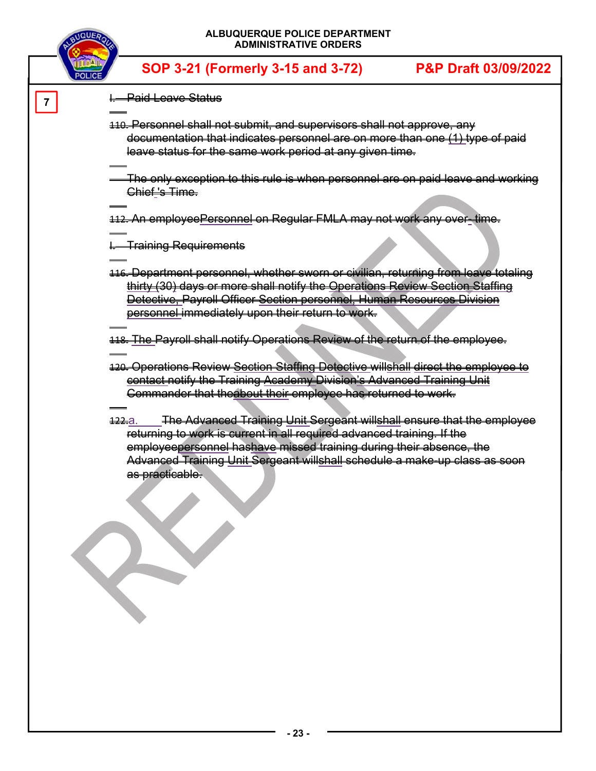7

I. Paid Leave Status

110. Personnel shall not submit, and supervisors shall not approve, any documentation that indicates personnel are on more than one (1) type of paid leave status for the same work period at any given time.

The only exception to this rule is when personnel are on paid leave and working Chief's Time.

112. An employeePersonnel on Regular FMLA may not work any over- time.

I. Training Requirements

116. Department personnel, whether sworn or civilian, returning from leave totaling thirty (30) days or more shall notify the Operations Review Section Staffing Detective, Payroll Officer Section personnel, Human Resources Division personnel immediately upon their return to work.

118. The Payroll shall notify Operations Review of the return of the employee.

120. Operations Review Section Staffing Detective willshall direct the employee to contact notify the Training Academy Division's Advanced Training Unit Commander that theabout their employee has returned to work.

122.a. The Advanced Training Unit Sergeant willshall ensure that the employee returning to work is current in all required advanced training. If the employeepersonnel hashave missed training during their absence, the Advanced Training Unit Sergeant willshall schedule a make-up class as soon as practicable.